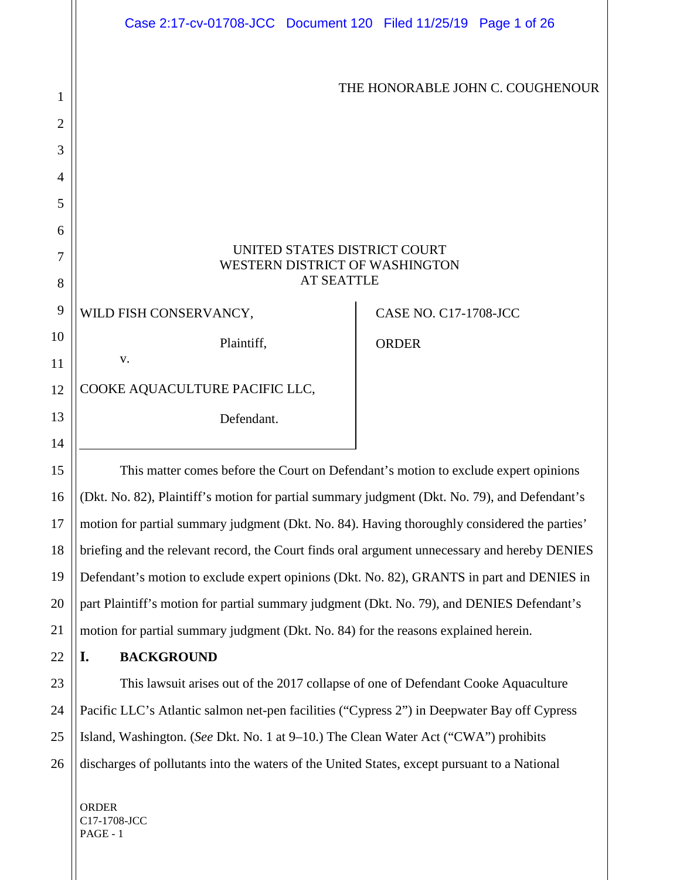THE HONORABLE JOHN C. COUGHENOUR

UNITED STATES DISTRICT COURT
WESTERN DISTRICT OF WASHINGTON
AT SEATTLE

WILD FISH CONSERVANCY,

Plaintiff,

v.

COOKE AQUACULTURE PACIFIC LLC,

Defendant.

CASE NO. C17-1708-JCC

ORDER

This matter comes before the Court on Defendant's motion to exclude expert opinions (Dkt. No. 82), Plaintiff's motion for partial summary judgment (Dkt. No. 79), and Defendant's motion for partial summary judgment (Dkt. No. 84). Having thoroughly considered the parties' briefing and the relevant record, the Court finds oral argument unnecessary and hereby DENIES Defendant's motion to exclude expert opinions (Dkt. No. 82), GRANTS in part and DENIES in part Plaintiff's motion for partial summary judgment (Dkt. No. 79), and DENIES Defendant's motion for partial summary judgment (Dkt. No. 84) for the reasons explained herein.

## I. BACKGROUND

This lawsuit arises out of the 2017 collapse of one of Defendant Cooke Aquaculture Pacific LLC's Atlantic salmon net-pen facilities ("Cypress 2") in Deepwater Bay off Cypress Island, Washington. (*See* Dkt. No. 1 at 9–10.) The Clean Water Act ("CWA") prohibits discharges of pollutants into the waters of the United States, except pursuant to a National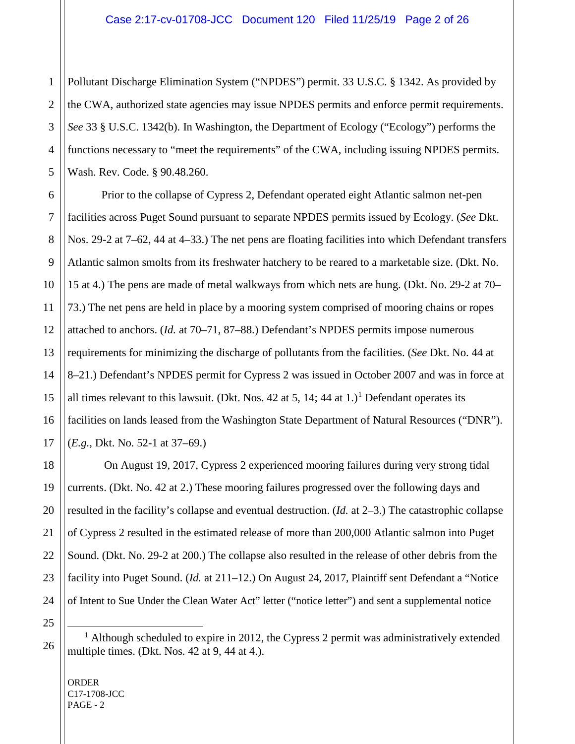Pollutant Discharge Elimination System ("NPDES") permit. 33 U.S.C. § 1342. As provided by the CWA, authorized state agencies may issue NPDES permits and enforce permit requirements. *See* 33 § U.S.C. 1342(b). In Washington, the Department of Ecology ("Ecology") performs the functions necessary to "meet the requirements" of the CWA, including issuing NPDES permits. Wash. Rev. Code. § 90.48.260.

Prior to the collapse of Cypress 2, Defendant operated eight Atlantic salmon net-pen facilities across Puget Sound pursuant to separate NPDES permits issued by Ecology. (*See* Dkt. Nos. 29-2 at 7–62, 44 at 4–33.) The net pens are floating facilities into which Defendant transfers Atlantic salmon smolts from its freshwater hatchery to be reared to a marketable size. (Dkt. No. 15 at 4.) The pens are made of metal walkways from which nets are hung. (Dkt. No. 29-2 at 70–73.) The net pens are held in place by a mooring system comprised of mooring chains or ropes attached to anchors. (*Id.* at 70–71, 87–88.) Defendant's NPDES permits impose numerous requirements for minimizing the discharge of pollutants from the facilities. (*See* Dkt. No. 44 at 8–21.) Defendant's NPDES permit for Cypress 2 was issued in October 2007 and was in force at all times relevant to this lawsuit. (Dkt. Nos. 42 at 5, 14; 44 at 1.)[1] Defendant operates its facilities on lands leased from the Washington State Department of Natural Resources ("DNR"). (*E.g.*, Dkt. No. 52-1 at 37–69.)

On August 19, 2017, Cypress 2 experienced mooring failures during very strong tidal currents. (Dkt. No. 42 at 2.) These mooring failures progressed over the following days and resulted in the facility's collapse and eventual destruction. (*Id.* at 2–3.) The catastrophic collapse of Cypress 2 resulted in the estimated release of more than 200,000 Atlantic salmon into Puget Sound. (Dkt. No. 29-2 at 200.) The collapse also resulted in the release of other debris from the facility into Puget Sound. (*Id.* at 211–12.) On August 24, 2017, Plaintiff sent Defendant a "Notice of Intent to Sue Under the Clean Water Act" letter ("notice letter") and sent a supplemental notice

---

[1] Although scheduled to expire in 2012, the Cypress 2 permit was administratively extended multiple times. (Dkt. Nos. 42 at 9, 44 at 4.).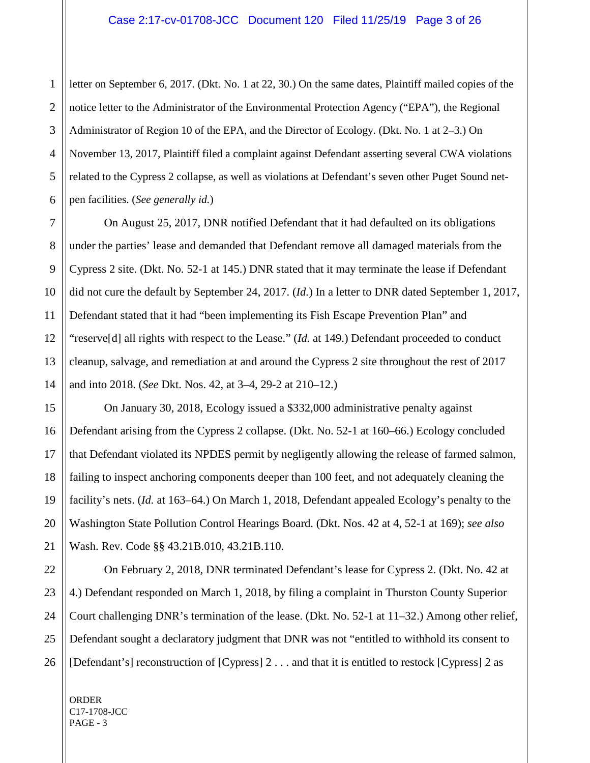letter on September 6, 2017. (Dkt. No. 1 at 22, 30.) On the same dates, Plaintiff mailed copies of the notice letter to the Administrator of the Environmental Protection Agency ("EPA"), the Regional Administrator of Region 10 of the EPA, and the Director of Ecology. (Dkt. No. 1 at 2–3.) On November 13, 2017, Plaintiff filed a complaint against Defendant asserting several CWA violations related to the Cypress 2 collapse, as well as violations at Defendant's seven other Puget Sound net-pen facilities. (*See generally id.*)

On August 25, 2017, DNR notified Defendant that it had defaulted on its obligations under the parties' lease and demanded that Defendant remove all damaged materials from the Cypress 2 site. (Dkt. No. 52-1 at 145.) DNR stated that it may terminate the lease if Defendant did not cure the default by September 24, 2017. (*Id.*) In a letter to DNR dated September 1, 2017, Defendant stated that it had "been implementing its Fish Escape Prevention Plan" and "reserve[d] all rights with respect to the Lease." (*Id.* at 149.) Defendant proceeded to conduct cleanup, salvage, and remediation at and around the Cypress 2 site throughout the rest of 2017 and into 2018. (*See* Dkt. Nos. 42, at 3–4, 29-2 at 210–12.)

On January 30, 2018, Ecology issued a $332,000 administrative penalty against Defendant arising from the Cypress 2 collapse. (Dkt. No. 52-1 at 160–66.) Ecology concluded that Defendant violated its NPDES permit by negligently allowing the release of farmed salmon, failing to inspect anchoring components deeper than 100 feet, and not adequately cleaning the facility's nets. (*Id.* at 163–64.) On March 1, 2018, Defendant appealed Ecology's penalty to the Washington State Pollution Control Hearings Board. (Dkt. Nos. 42 at 4, 52-1 at 169); *see also* Wash. Rev. Code §§ 43.21B.010, 43.21B.110.

On February 2, 2018, DNR terminated Defendant's lease for Cypress 2. (Dkt. No. 42 at 4.) Defendant responded on March 1, 2018, by filing a complaint in Thurston County Superior Court challenging DNR's termination of the lease. (Dkt. No. 52-1 at 11–32.) Among other relief, Defendant sought a declaratory judgment that DNR was not "entitled to withhold its consent to [Defendant's] reconstruction of [Cypress] 2 . . . and that it is entitled to restock [Cypress] 2 as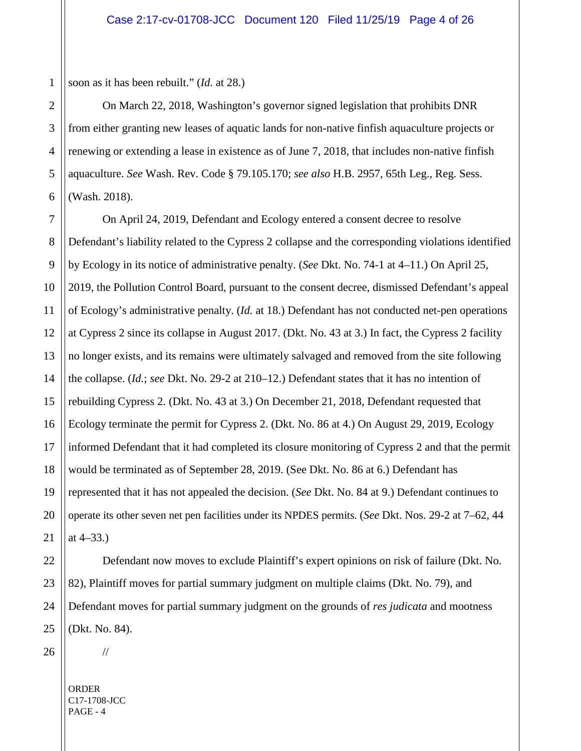soon as it has been rebuilt." (*Id.* at 28.)

On March 22, 2018, Washington's governor signed legislation that prohibits DNR from either granting new leases of aquatic lands for non-native finfish aquaculture projects or renewing or extending a lease in existence as of June 7, 2018, that includes non-native finfish aquaculture. *See* Wash. Rev. Code § 79.105.170; *see also* H.B. 2957, 65th Leg., Reg. Sess. (Wash. 2018).

On April 24, 2019, Defendant and Ecology entered a consent decree to resolve Defendant's liability related to the Cypress 2 collapse and the corresponding violations identified by Ecology in its notice of administrative penalty. (*See* Dkt. No. 74-1 at 4–11.) On April 25, 2019, the Pollution Control Board, pursuant to the consent decree, dismissed Defendant's appeal of Ecology's administrative penalty. (*Id.* at 18.) Defendant has not conducted net-pen operations at Cypress 2 since its collapse in August 2017. (Dkt. No. 43 at 3.) In fact, the Cypress 2 facility no longer exists, and its remains were ultimately salvaged and removed from the site following the collapse. (*Id.*; *see* Dkt. No. 29-2 at 210–12.) Defendant states that it has no intention of rebuilding Cypress 2. (Dkt. No. 43 at 3.) On December 21, 2018, Defendant requested that Ecology terminate the permit for Cypress 2. (Dkt. No. 86 at 4.) On August 29, 2019, Ecology informed Defendant that it had completed its closure monitoring of Cypress 2 and that the permit would be terminated as of September 28, 2019. (See Dkt. No. 86 at 6.) Defendant has represented that it has not appealed the decision. (*See* Dkt. No. 84 at 9.) Defendant continues to operate its other seven net pen facilities under its NPDES permits. (*See* Dkt. Nos. 29-2 at 7–62, 44 at 4–33.)

Defendant now moves to exclude Plaintiff's expert opinions on risk of failure (Dkt. No. 82), Plaintiff moves for partial summary judgment on multiple claims (Dkt. No. 79), and Defendant moves for partial summary judgment on the grounds of *res judicata* and mootness (Dkt. No. 84).

//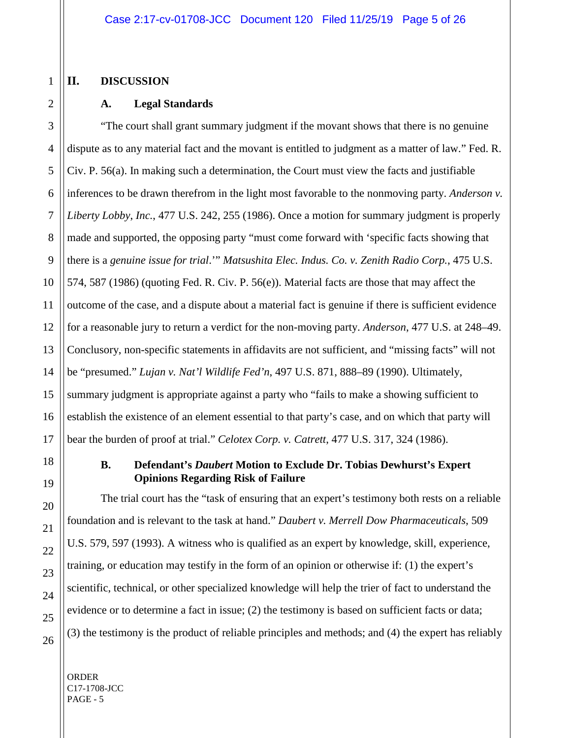## II. DISCUSSION

### A. Legal Standards

"The court shall grant summary judgment if the movant shows that there is no genuine dispute as to any material fact and the movant is entitled to judgment as a matter of law." Fed. R. Civ. P. 56(a). In making such a determination, the Court must view the facts and justifiable inferences to be drawn therefrom in the light most favorable to the nonmoving party. *Anderson v. Liberty Lobby, Inc.*, 477 U.S. 242, 255 (1986). Once a motion for summary judgment is properly made and supported, the opposing party "must come forward with 'specific facts showing that there is a *genuine issue for trial*.'" *Matsushita Elec. Indus. Co. v. Zenith Radio Corp.*, 475 U.S. 574, 587 (1986) (quoting Fed. R. Civ. P. 56(e)). Material facts are those that may affect the outcome of the case, and a dispute about a material fact is genuine if there is sufficient evidence for a reasonable jury to return a verdict for the non-moving party. *Anderson*, 477 U.S. at 248–49. Conclusory, non-specific statements in affidavits are not sufficient, and "missing facts" will not be "presumed." *Lujan v. Nat'l Wildlife Fed'n*, 497 U.S. 871, 888–89 (1990). Ultimately, summary judgment is appropriate against a party who "fails to make a showing sufficient to establish the existence of an element essential to that party's case, and on which that party will bear the burden of proof at trial." *Celotex Corp. v. Catrett*, 477 U.S. 317, 324 (1986).

### B. Defendant's *Daubert* Motion to Exclude Dr. Tobias Dewhurst's Expert Opinions Regarding Risk of Failure

The trial court has the "task of ensuring that an expert's testimony both rests on a reliable foundation and is relevant to the task at hand." *Daubert v. Merrell Dow Pharmaceuticals*, 509 U.S. 579, 597 (1993). A witness who is qualified as an expert by knowledge, skill, experience, training, or education may testify in the form of an opinion or otherwise if: (1) the expert's scientific, technical, or other specialized knowledge will help the trier of fact to understand the evidence or to determine a fact in issue; (2) the testimony is based on sufficient facts or data; (3) the testimony is the product of reliable principles and methods; and (4) the expert has reliably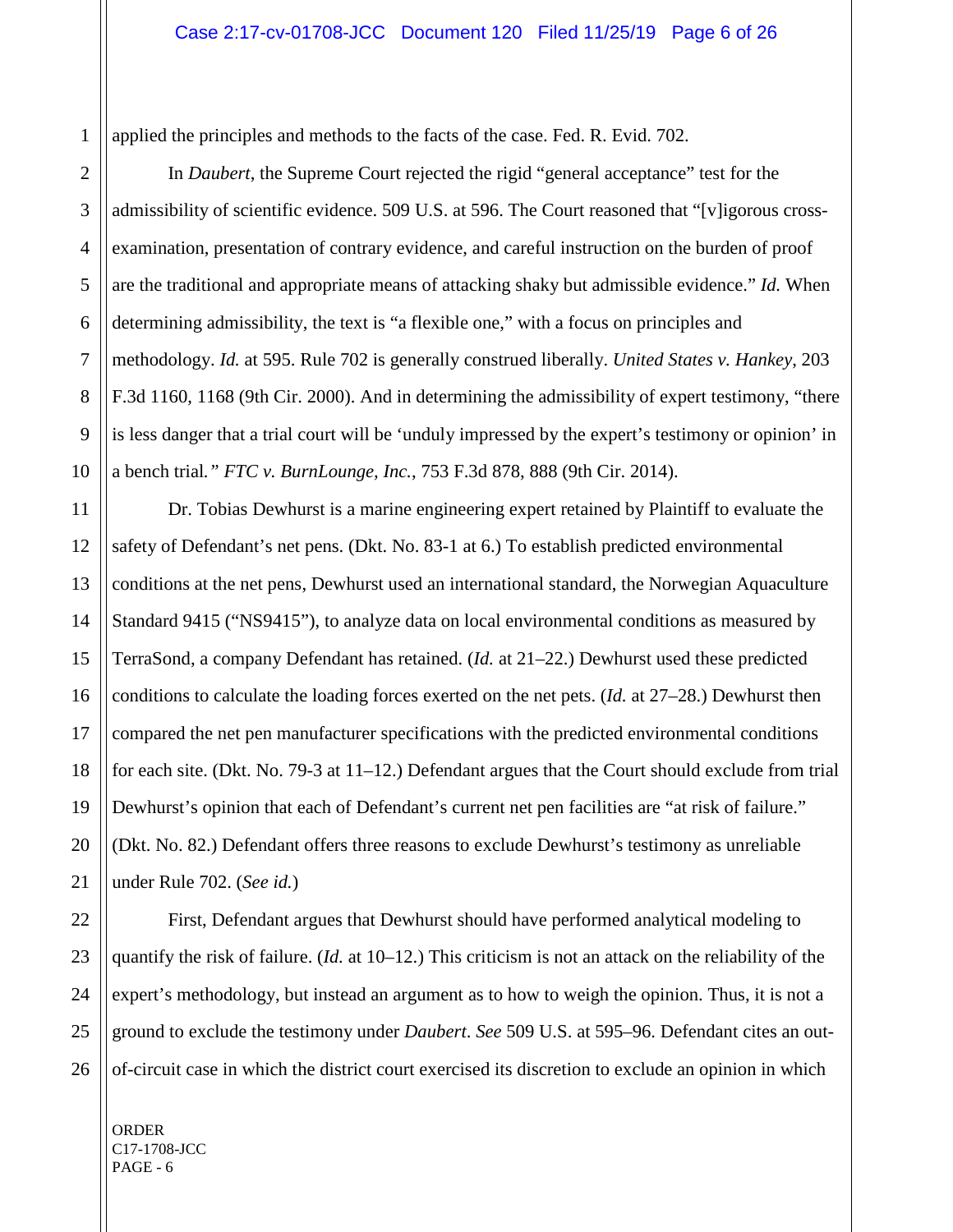applied the principles and methods to the facts of the case. Fed. R. Evid. 702.

In *Daubert*, the Supreme Court rejected the rigid "general acceptance" test for the admissibility of scientific evidence. 509 U.S. at 596. The Court reasoned that "[v]igorous cross-examination, presentation of contrary evidence, and careful instruction on the burden of proof are the traditional and appropriate means of attacking shaky but admissible evidence." *Id.* When determining admissibility, the text is "a flexible one," with a focus on principles and methodology. *Id.* at 595. Rule 702 is generally construed liberally. *United States v. Hankey*, 203 F.3d 1160, 1168 (9th Cir. 2000). And in determining the admissibility of expert testimony, "there is less danger that a trial court will be 'unduly impressed by the expert's testimony or opinion' in a bench trial*." FTC v. BurnLounge, Inc.*, 753 F.3d 878, 888 (9th Cir. 2014).

Dr. Tobias Dewhurst is a marine engineering expert retained by Plaintiff to evaluate the safety of Defendant's net pens. (Dkt. No. 83-1 at 6.) To establish predicted environmental conditions at the net pens, Dewhurst used an international standard, the Norwegian Aquaculture Standard 9415 ("NS9415"), to analyze data on local environmental conditions as measured by TerraSond, a company Defendant has retained. (*Id.* at 21–22.) Dewhurst used these predicted conditions to calculate the loading forces exerted on the net pets. (*Id.* at 27–28.) Dewhurst then compared the net pen manufacturer specifications with the predicted environmental conditions for each site. (Dkt. No. 79-3 at 11–12.) Defendant argues that the Court should exclude from trial Dewhurst's opinion that each of Defendant's current net pen facilities are "at risk of failure." (Dkt. No. 82.) Defendant offers three reasons to exclude Dewhurst's testimony as unreliable under Rule 702. (*See id.*)

First, Defendant argues that Dewhurst should have performed analytical modeling to quantify the risk of failure. (*Id.* at 10–12.) This criticism is not an attack on the reliability of the expert's methodology, but instead an argument as to how to weigh the opinion. Thus, it is not a ground to exclude the testimony under *Daubert*. *See* 509 U.S. at 595–96. Defendant cites an out-of-circuit case in which the district court exercised its discretion to exclude an opinion in which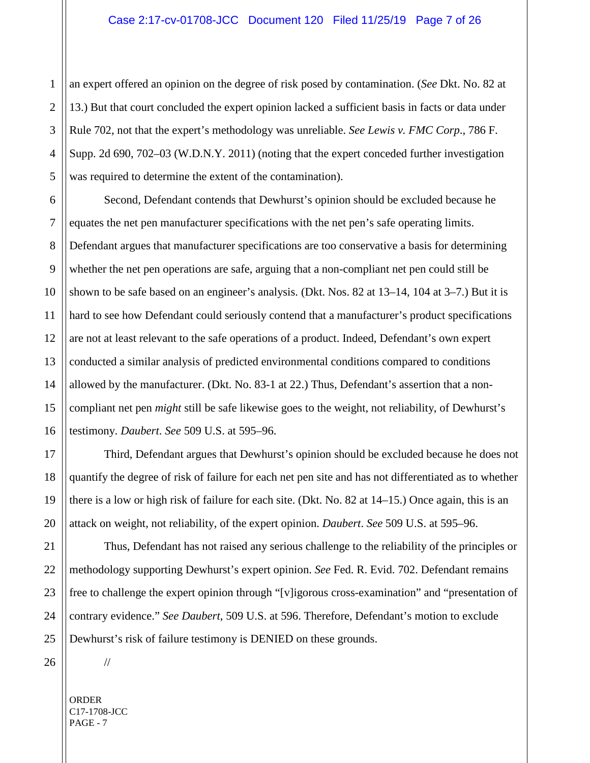an expert offered an opinion on the degree of risk posed by contamination. (*See* Dkt. No. 82 at 13.) But that court concluded the expert opinion lacked a sufficient basis in facts or data under Rule 702, not that the expert's methodology was unreliable. *See Lewis v. FMC Corp*., 786 F. Supp. 2d 690, 702–03 (W.D.N.Y. 2011) (noting that the expert conceded further investigation was required to determine the extent of the contamination).

Second, Defendant contends that Dewhurst's opinion should be excluded because he equates the net pen manufacturer specifications with the net pen's safe operating limits. Defendant argues that manufacturer specifications are too conservative a basis for determining whether the net pen operations are safe, arguing that a non-compliant net pen could still be shown to be safe based on an engineer's analysis. (Dkt. Nos. 82 at 13–14, 104 at 3–7.) But it is hard to see how Defendant could seriously contend that a manufacturer's product specifications are not at least relevant to the safe operations of a product. Indeed, Defendant's own expert conducted a similar analysis of predicted environmental conditions compared to conditions allowed by the manufacturer. (Dkt. No. 83-1 at 22.) Thus, Defendant's assertion that a non-compliant net pen *might* still be safe likewise goes to the weight, not reliability, of Dewhurst's testimony. *Daubert*. *See* 509 U.S. at 595–96.

Third, Defendant argues that Dewhurst's opinion should be excluded because he does not quantify the degree of risk of failure for each net pen site and has not differentiated as to whether there is a low or high risk of failure for each site. (Dkt. No. 82 at 14–15.) Once again, this is an attack on weight, not reliability, of the expert opinion. *Daubert*. *See* 509 U.S. at 595–96.

Thus, Defendant has not raised any serious challenge to the reliability of the principles or methodology supporting Dewhurst's expert opinion. *See* Fed. R. Evid. 702. Defendant remains free to challenge the expert opinion through "[v]igorous cross-examination" and "presentation of contrary evidence." *See Daubert*, 509 U.S. at 596. Therefore, Defendant's motion to exclude Dewhurst's risk of failure testimony is DENIED on these grounds.

//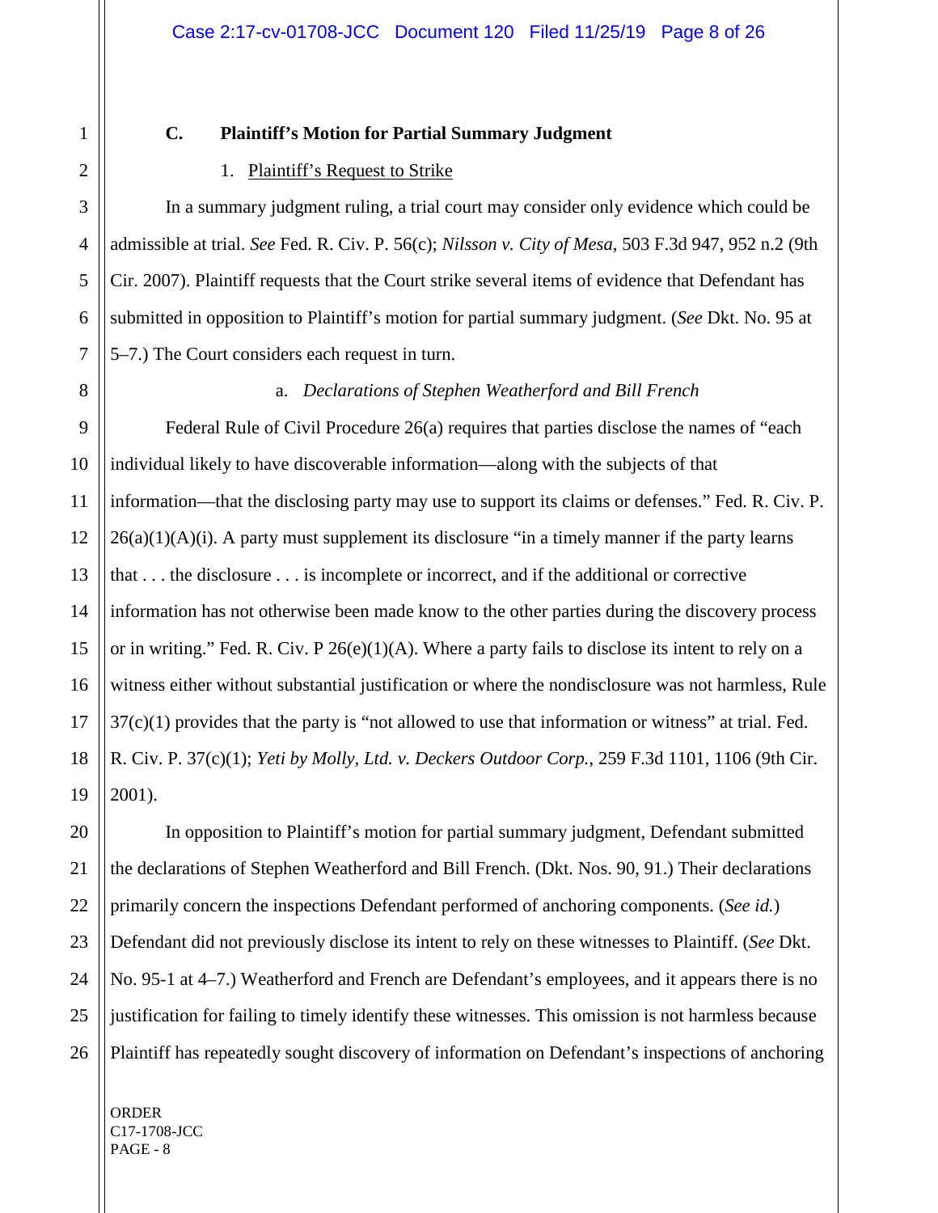### C. Plaintiff's Motion for Partial Summary Judgment

1. Plaintiff's Request to Strike

In a summary judgment ruling, a trial court may consider only evidence which could be admissible at trial. *See* Fed. R. Civ. P. 56(c); *Nilsson v. City of Mesa*, 503 F.3d 947, 952 n.2 (9th Cir. 2007). Plaintiff requests that the Court strike several items of evidence that Defendant has submitted in opposition to Plaintiff's motion for partial summary judgment. (*See* Dkt. No. 95 at 5–7.) The Court considers each request in turn.

a. *Declarations of Stephen Weatherford and Bill French*

Federal Rule of Civil Procedure 26(a) requires that parties disclose the names of "each individual likely to have discoverable information—along with the subjects of that information—that the disclosing party may use to support its claims or defenses." Fed. R. Civ. P. 26(a)(1)(A)(i). A party must supplement its disclosure "in a timely manner if the party learns that . . . the disclosure . . . is incomplete or incorrect, and if the additional or corrective information has not otherwise been made know to the other parties during the discovery process or in writing." Fed. R. Civ. P 26(e)(1)(A). Where a party fails to disclose its intent to rely on a witness either without substantial justification or where the nondisclosure was not harmless, Rule 37(c)(1) provides that the party is "not allowed to use that information or witness" at trial. Fed. R. Civ. P. 37(c)(1); *Yeti by Molly, Ltd. v. Deckers Outdoor Corp.*, 259 F.3d 1101, 1106 (9th Cir. 2001).

In opposition to Plaintiff's motion for partial summary judgment, Defendant submitted the declarations of Stephen Weatherford and Bill French. (Dkt. Nos. 90, 91.) Their declarations primarily concern the inspections Defendant performed of anchoring components. (*See id.*) Defendant did not previously disclose its intent to rely on these witnesses to Plaintiff. (*See* Dkt. No. 95-1 at 4–7.) Weatherford and French are Defendant's employees, and it appears there is no justification for failing to timely identify these witnesses. This omission is not harmless because Plaintiff has repeatedly sought discovery of information on Defendant's inspections of anchoring

ORDER
C17-1708-JCC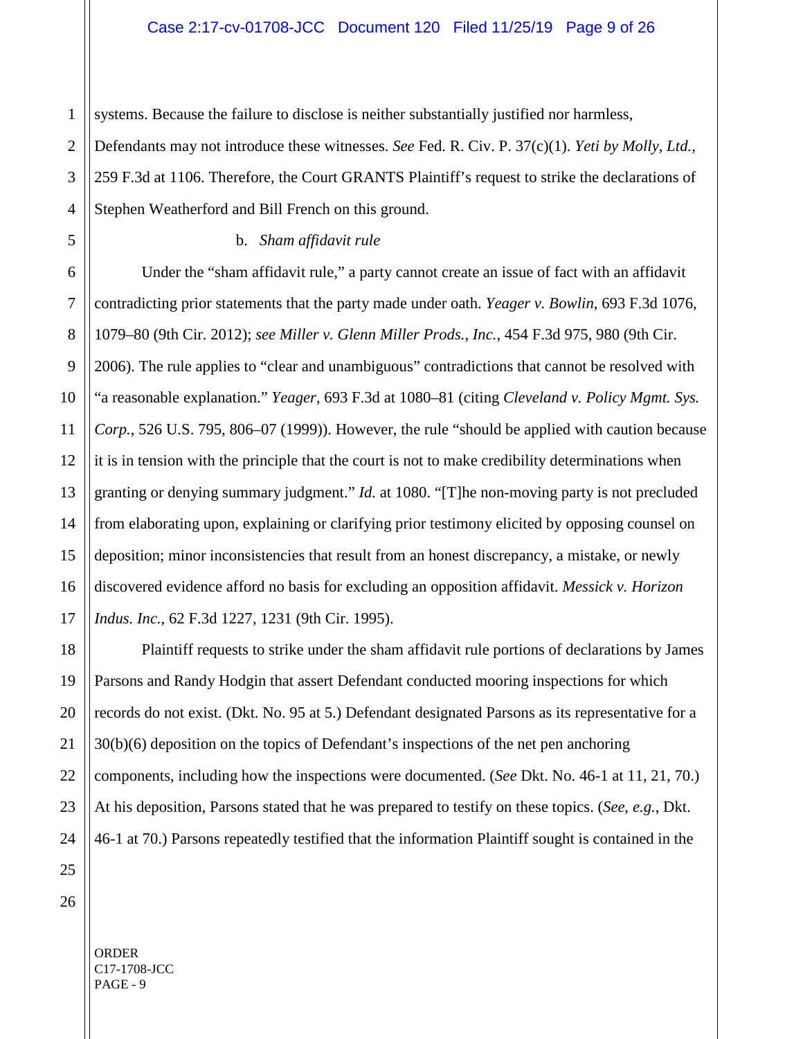systems. Because the failure to disclose is neither substantially justified nor harmless, Defendants may not introduce these witnesses. *See* Fed. R. Civ. P. 37(c)(1). *Yeti by Molly, Ltd.*, 259 F.3d at 1106. Therefore, the Court GRANTS Plaintiff's request to strike the declarations of Stephen Weatherford and Bill French on this ground.

b. *Sham affidavit rule*

Under the "sham affidavit rule," a party cannot create an issue of fact with an affidavit contradicting prior statements that the party made under oath. *Yeager v. Bowlin*, 693 F.3d 1076, 1079–80 (9th Cir. 2012); *see Miller v. Glenn Miller Prods., Inc.*, 454 F.3d 975, 980 (9th Cir. 2006). The rule applies to "clear and unambiguous" contradictions that cannot be resolved with "a reasonable explanation." *Yeager*, 693 F.3d at 1080–81 (citing *Cleveland v. Policy Mgmt. Sys. Corp.*, 526 U.S. 795, 806–07 (1999)). However, the rule "should be applied with caution because it is in tension with the principle that the court is not to make credibility determinations when granting or denying summary judgment." *Id.* at 1080. "[T]he non-moving party is not precluded from elaborating upon, explaining or clarifying prior testimony elicited by opposing counsel on deposition; minor inconsistencies that result from an honest discrepancy, a mistake, or newly discovered evidence afford no basis for excluding an opposition affidavit. *Messick v. Horizon Indus. Inc.*, 62 F.3d 1227, 1231 (9th Cir. 1995).

Plaintiff requests to strike under the sham affidavit rule portions of declarations by James Parsons and Randy Hodgin that assert Defendant conducted mooring inspections for which records do not exist. (Dkt. No. 95 at 5.) Defendant designated Parsons as its representative for a 30(b)(6) deposition on the topics of Defendant's inspections of the net pen anchoring components, including how the inspections were documented. (*See* Dkt. No. 46-1 at 11, 21, 70.) At his deposition, Parsons stated that he was prepared to testify on these topics. (*See, e.g.*, Dkt. 46-1 at 70.) Parsons repeatedly testified that the information Plaintiff sought is contained in the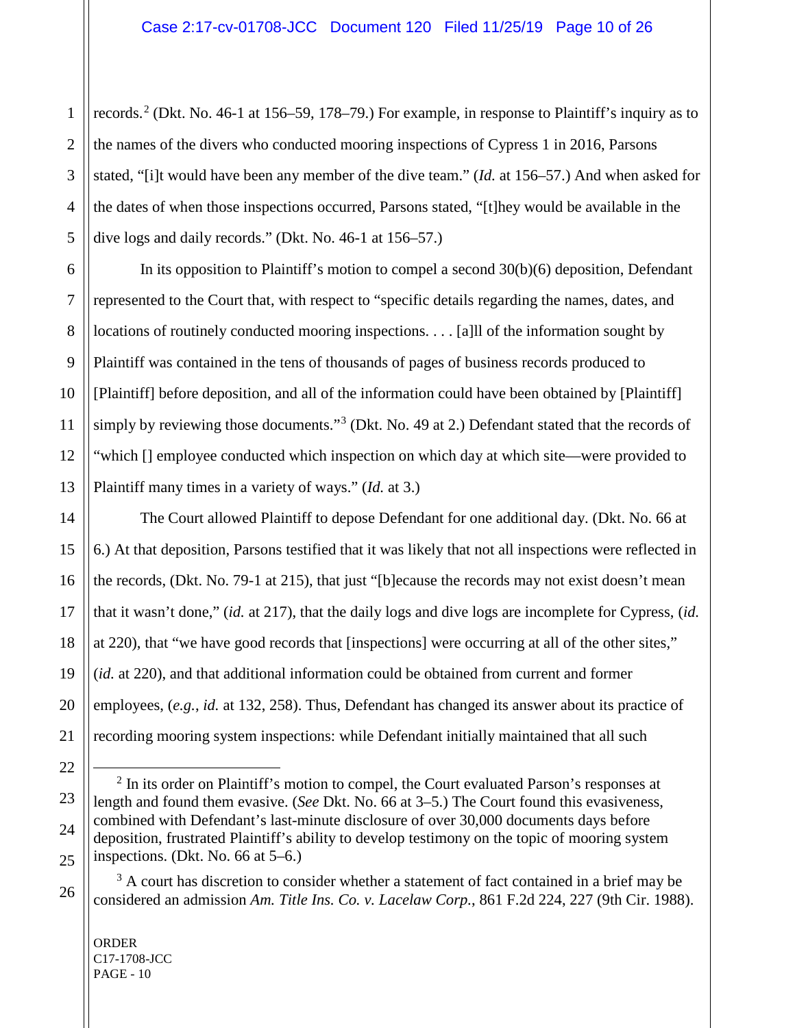records.[2] (Dkt. No. 46-1 at 156–59, 178–79.) For example, in response to Plaintiff's inquiry as to the names of the divers who conducted mooring inspections of Cypress 1 in 2016, Parsons stated, "[i]t would have been any member of the dive team." (*Id.* at 156–57.) And when asked for the dates of when those inspections occurred, Parsons stated, "[t]hey would be available in the dive logs and daily records." (Dkt. No. 46-1 at 156–57.)

In its opposition to Plaintiff's motion to compel a second 30(b)(6) deposition, Defendant represented to the Court that, with respect to "specific details regarding the names, dates, and locations of routinely conducted mooring inspections. . . . [a]ll of the information sought by Plaintiff was contained in the tens of thousands of pages of business records produced to [Plaintiff] before deposition, and all of the information could have been obtained by [Plaintiff] simply by reviewing those documents."[3] (Dkt. No. 49 at 2.) Defendant stated that the records of "which [] employee conducted which inspection on which day at which site—were provided to Plaintiff many times in a variety of ways." (*Id.* at 3.)

The Court allowed Plaintiff to depose Defendant for one additional day. (Dkt. No. 66 at 6.) At that deposition, Parsons testified that it was likely that not all inspections were reflected in the records, (Dkt. No. 79-1 at 215), that just "[b]ecause the records may not exist doesn't mean that it wasn't done," (*id.* at 217), that the daily logs and dive logs are incomplete for Cypress, (*id.* at 220), that "we have good records that [inspections] were occurring at all of the other sites," (*id.* at 220), and that additional information could be obtained from current and former employees, (*e.g.*, *id.* at 132, 258). Thus, Defendant has changed its answer about its practice of recording mooring system inspections: while Defendant initially maintained that all such

---

[2] In its order on Plaintiff's motion to compel, the Court evaluated Parson's responses at length and found them evasive. (*See* Dkt. No. 66 at 3–5.) The Court found this evasiveness, combined with Defendant's last-minute disclosure of over 30,000 documents days before deposition, frustrated Plaintiff's ability to develop testimony on the topic of mooring system inspections. (Dkt. No. 66 at 5–6.)

[3] A court has discretion to consider whether a statement of fact contained in a brief may be considered an admission *Am. Title Ins. Co. v. Lacelaw Corp.*, 861 F.2d 224, 227 (9th Cir. 1988).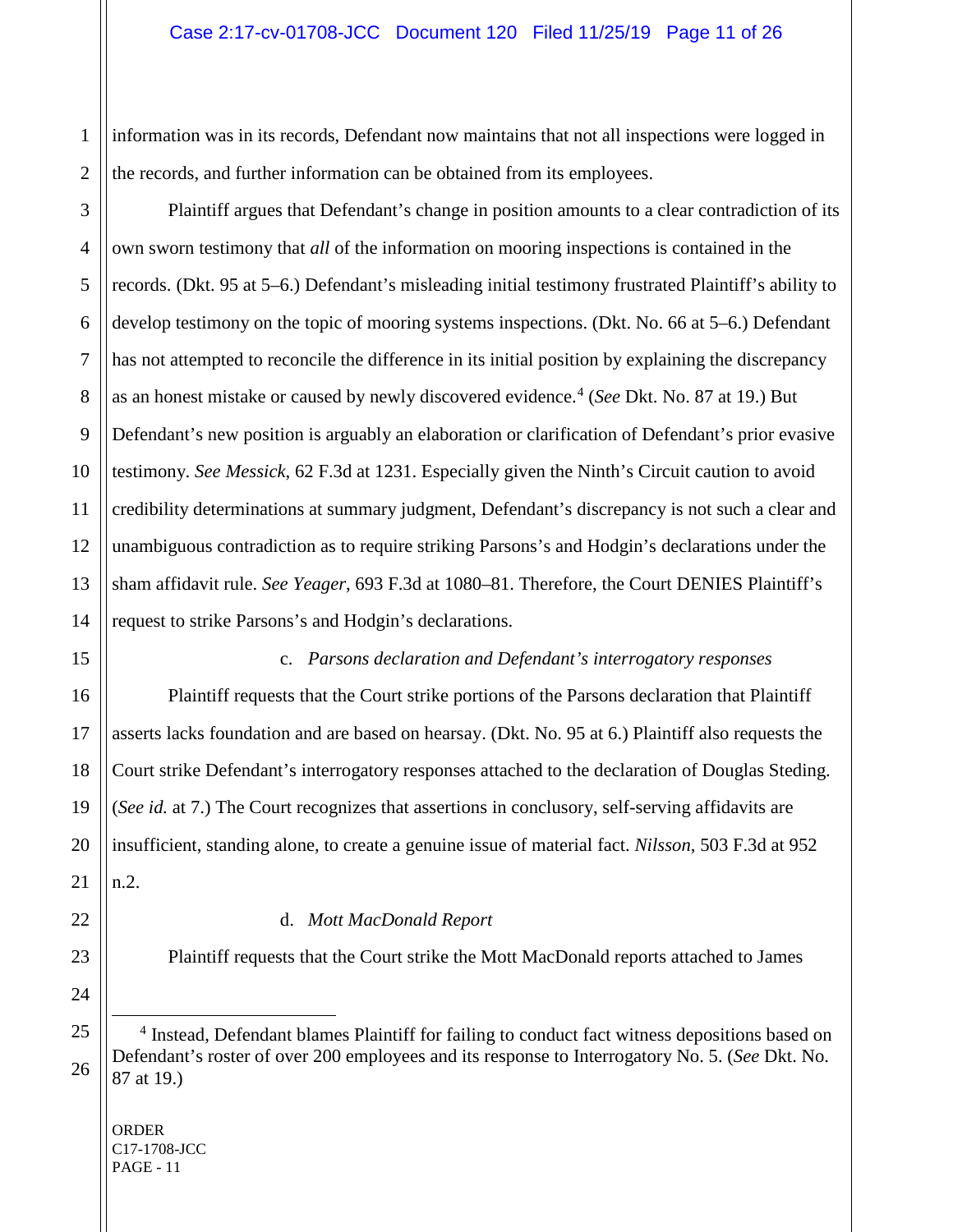information was in its records, Defendant now maintains that not all inspections were logged in the records, and further information can be obtained from its employees.

Plaintiff argues that Defendant's change in position amounts to a clear contradiction of its own sworn testimony that *all* of the information on mooring inspections is contained in the records. (Dkt. 95 at 5–6.) Defendant's misleading initial testimony frustrated Plaintiff's ability to develop testimony on the topic of mooring systems inspections. (Dkt. No. 66 at 5–6.) Defendant has not attempted to reconcile the difference in its initial position by explaining the discrepancy as an honest mistake or caused by newly discovered evidence.[4] (*See* Dkt. No. 87 at 19.) But Defendant's new position is arguably an elaboration or clarification of Defendant's prior evasive testimony. *See Messick*, 62 F.3d at 1231. Especially given the Ninth's Circuit caution to avoid credibility determinations at summary judgment, Defendant's discrepancy is not such a clear and unambiguous contradiction as to require striking Parsons's and Hodgin's declarations under the sham affidavit rule. *See Yeager*, 693 F.3d at 1080–81. Therefore, the Court DENIES Plaintiff's request to strike Parsons's and Hodgin's declarations.

c. *Parsons declaration and Defendant's interrogatory responses*

Plaintiff requests that the Court strike portions of the Parsons declaration that Plaintiff asserts lacks foundation and are based on hearsay. (Dkt. No. 95 at 6.) Plaintiff also requests the Court strike Defendant's interrogatory responses attached to the declaration of Douglas Steding. (*See id.* at 7.) The Court recognizes that assertions in conclusory, self-serving affidavits are insufficient, standing alone, to create a genuine issue of material fact. *Nilsson*, 503 F.3d at 952 n.2.

d. *Mott MacDonald Report*

Plaintiff requests that the Court strike the Mott MacDonald reports attached to James

---

[4] Instead, Defendant blames Plaintiff for failing to conduct fact witness depositions based on Defendant's roster of over 200 employees and its response to Interrogatory No. 5. (*See* Dkt. No. 87 at 19.)

ORDER
C17-1708-JCC
PAGE - 11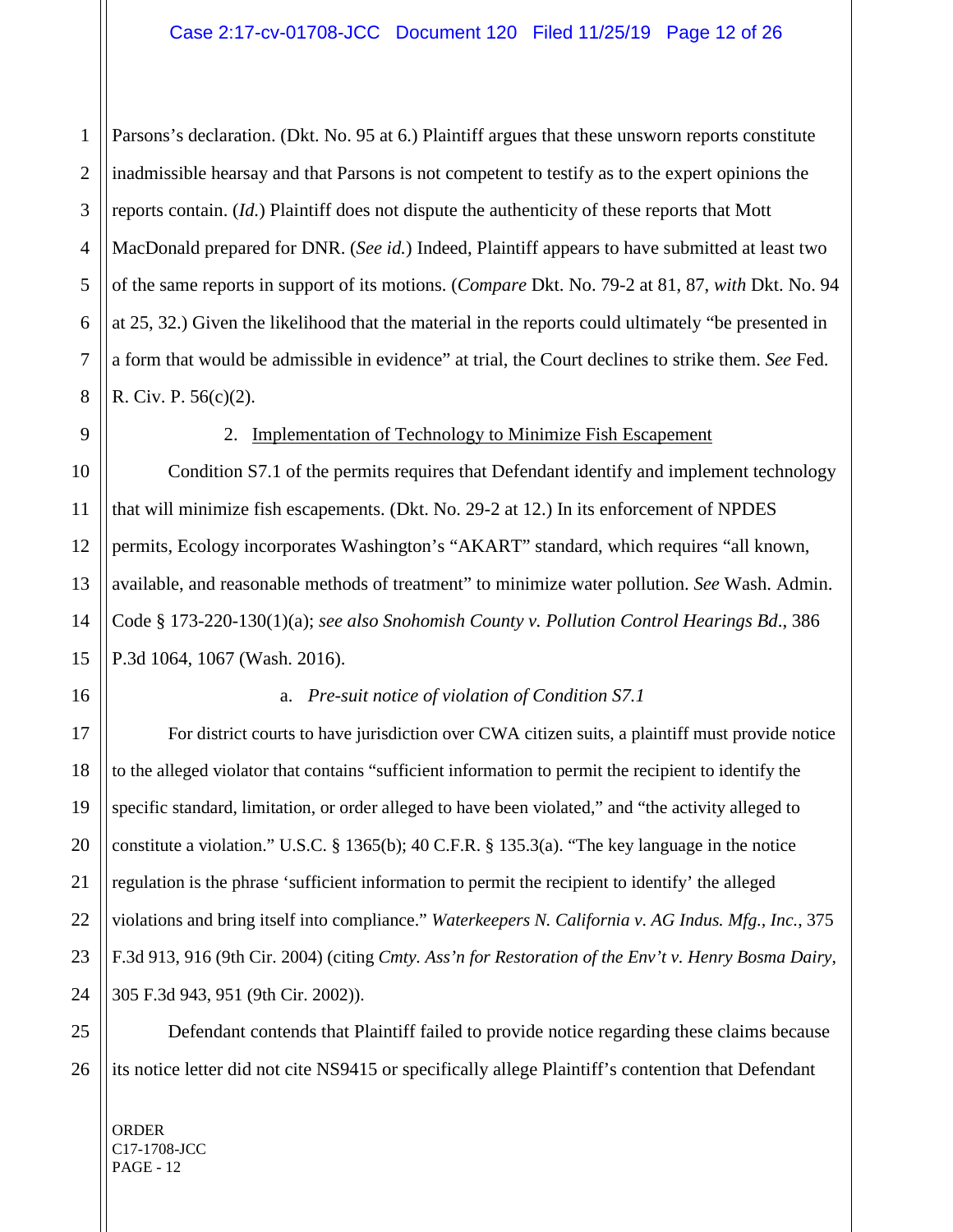Parsons's declaration. (Dkt. No. 95 at 6.) Plaintiff argues that these unsworn reports constitute inadmissible hearsay and that Parsons is not competent to testify as to the expert opinions the reports contain. (*Id.*) Plaintiff does not dispute the authenticity of these reports that Mott MacDonald prepared for DNR. (*See id.*) Indeed, Plaintiff appears to have submitted at least two of the same reports in support of its motions. (*Compare* Dkt. No. 79-2 at 81, 87, *with* Dkt. No. 94 at 25, 32.) Given the likelihood that the material in the reports could ultimately "be presented in a form that would be admissible in evidence" at trial, the Court declines to strike them. *See* Fed. R. Civ. P. 56(c)(2).

2. Implementation of Technology to Minimize Fish Escapement

Condition S7.1 of the permits requires that Defendant identify and implement technology that will minimize fish escapements. (Dkt. No. 29-2 at 12.) In its enforcement of NPDES permits, Ecology incorporates Washington's "AKART" standard, which requires "all known, available, and reasonable methods of treatment" to minimize water pollution. *See* Wash. Admin. Code § 173-220-130(1)(a); *see also Snohomish County v. Pollution Control Hearings Bd*., 386 P.3d 1064, 1067 (Wash. 2016).

a. *Pre-suit notice of violation of Condition S7.1*

For district courts to have jurisdiction over CWA citizen suits, a plaintiff must provide notice to the alleged violator that contains "sufficient information to permit the recipient to identify the specific standard, limitation, or order alleged to have been violated," and "the activity alleged to constitute a violation." U.S.C. § 1365(b); 40 C.F.R. § 135.3(a). "The key language in the notice regulation is the phrase 'sufficient information to permit the recipient to identify' the alleged violations and bring itself into compliance." *Waterkeepers N. California v. AG Indus. Mfg., Inc.*, 375 F.3d 913, 916 (9th Cir. 2004) (citing *Cmty. Ass'n for Restoration of the Env't v. Henry Bosma Dairy*, 305 F.3d 943, 951 (9th Cir. 2002)).

Defendant contends that Plaintiff failed to provide notice regarding these claims because its notice letter did not cite NS9415 or specifically allege Plaintiff's contention that Defendant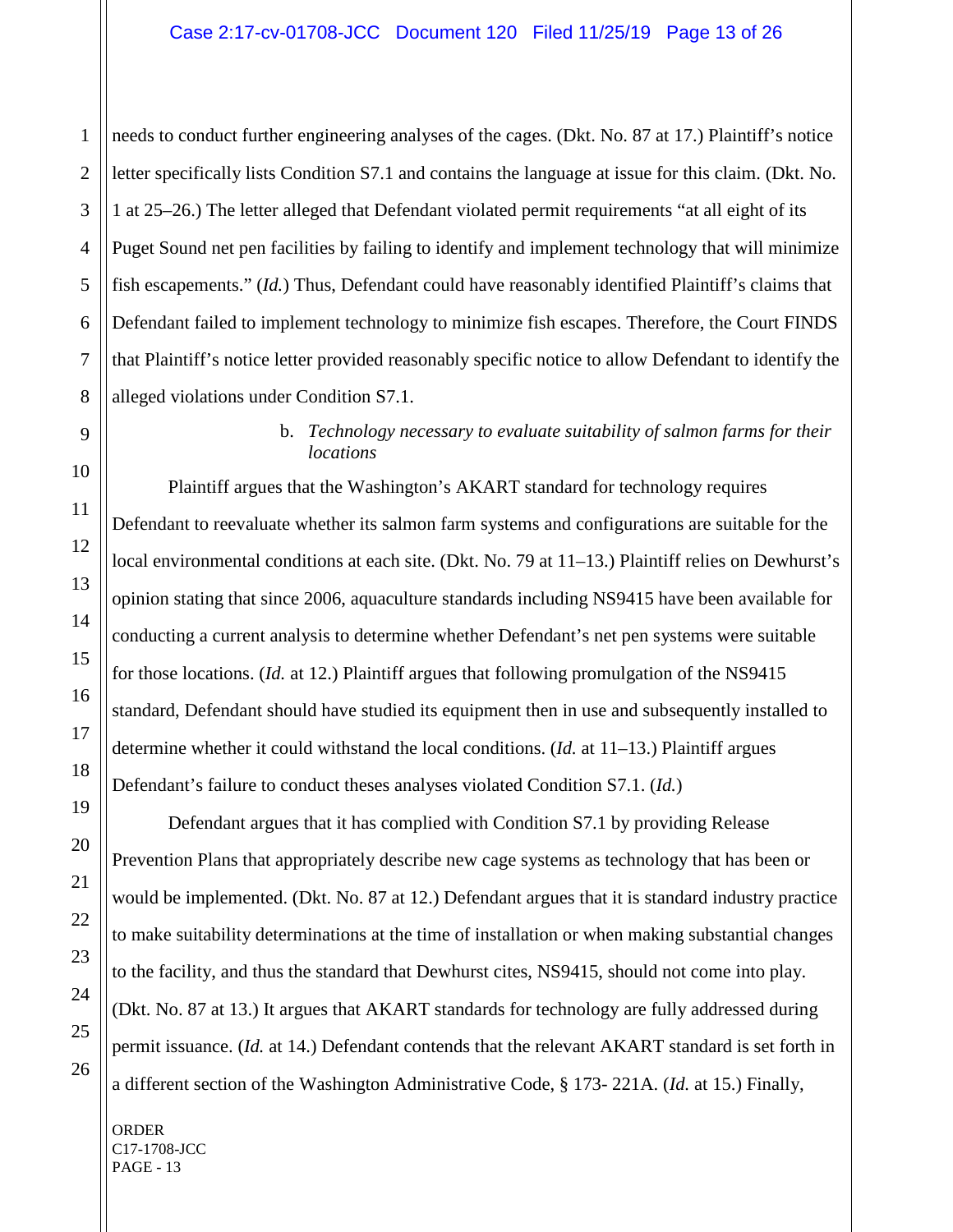needs to conduct further engineering analyses of the cages. (Dkt. No. 87 at 17.) Plaintiff's notice letter specifically lists Condition S7.1 and contains the language at issue for this claim. (Dkt. No. 1 at 25–26.) The letter alleged that Defendant violated permit requirements "at all eight of its Puget Sound net pen facilities by failing to identify and implement technology that will minimize fish escapements." (*Id.*) Thus, Defendant could have reasonably identified Plaintiff's claims that Defendant failed to implement technology to minimize fish escapes. Therefore, the Court FINDS that Plaintiff's notice letter provided reasonably specific notice to allow Defendant to identify the alleged violations under Condition S7.1.

b. *Technology necessary to evaluate suitability of salmon farms for their locations*

Plaintiff argues that the Washington's AKART standard for technology requires Defendant to reevaluate whether its salmon farm systems and configurations are suitable for the local environmental conditions at each site. (Dkt. No. 79 at 11–13.) Plaintiff relies on Dewhurst's opinion stating that since 2006, aquaculture standards including NS9415 have been available for conducting a current analysis to determine whether Defendant's net pen systems were suitable for those locations. (*Id.* at 12.) Plaintiff argues that following promulgation of the NS9415 standard, Defendant should have studied its equipment then in use and subsequently installed to determine whether it could withstand the local conditions. (*Id.* at 11–13.) Plaintiff argues Defendant's failure to conduct theses analyses violated Condition S7.1. (*Id.*)

Defendant argues that it has complied with Condition S7.1 by providing Release Prevention Plans that appropriately describe new cage systems as technology that has been or would be implemented. (Dkt. No. 87 at 12.) Defendant argues that it is standard industry practice to make suitability determinations at the time of installation or when making substantial changes to the facility, and thus the standard that Dewhurst cites, NS9415, should not come into play. (Dkt. No. 87 at 13.) It argues that AKART standards for technology are fully addressed during permit issuance. (*Id.* at 14.) Defendant contends that the relevant AKART standard is set forth in a different section of the Washington Administrative Code, § 173- 221A. (*Id.* at 15.) Finally,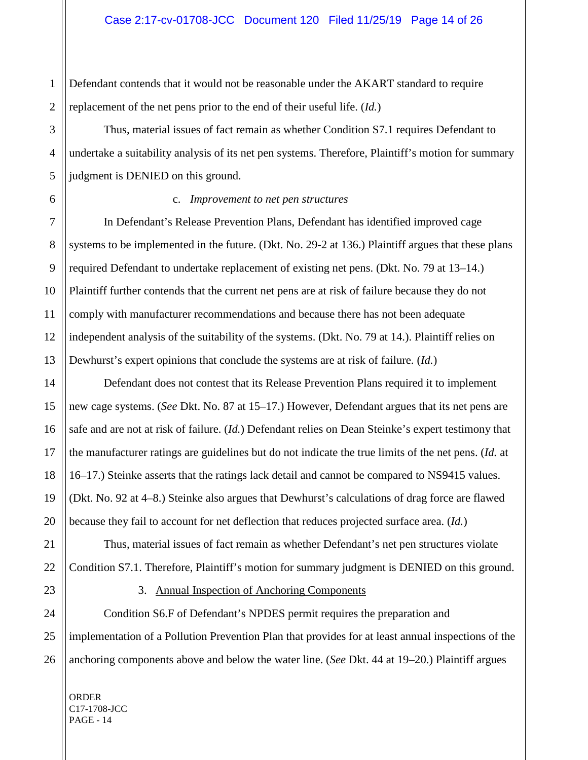Defendant contends that it would not be reasonable under the AKART standard to require replacement of the net pens prior to the end of their useful life. (*Id.*)

Thus, material issues of fact remain as whether Condition S7.1 requires Defendant to undertake a suitability analysis of its net pen systems. Therefore, Plaintiff's motion for summary judgment is DENIED on this ground.

c. *Improvement to net pen structures*

In Defendant's Release Prevention Plans, Defendant has identified improved cage systems to be implemented in the future. (Dkt. No. 29-2 at 136.) Plaintiff argues that these plans required Defendant to undertake replacement of existing net pens. (Dkt. No. 79 at 13–14.) Plaintiff further contends that the current net pens are at risk of failure because they do not comply with manufacturer recommendations and because there has not been adequate independent analysis of the suitability of the systems. (Dkt. No. 79 at 14.). Plaintiff relies on Dewhurst's expert opinions that conclude the systems are at risk of failure. (*Id.*)

Defendant does not contest that its Release Prevention Plans required it to implement new cage systems. (*See* Dkt. No. 87 at 15–17.) However, Defendant argues that its net pens are safe and are not at risk of failure. (*Id.*) Defendant relies on Dean Steinke's expert testimony that the manufacturer ratings are guidelines but do not indicate the true limits of the net pens. (*Id.* at 16–17.) Steinke asserts that the ratings lack detail and cannot be compared to NS9415 values. (Dkt. No. 92 at 4–8.) Steinke also argues that Dewhurst's calculations of drag force are flawed because they fail to account for net deflection that reduces projected surface area. (*Id.*)

Thus, material issues of fact remain as whether Defendant's net pen structures violate Condition S7.1. Therefore, Plaintiff's motion for summary judgment is DENIED on this ground.

3. <u>Annual Inspection of Anchoring Components</u>

Condition S6.F of Defendant's NPDES permit requires the preparation and implementation of a Pollution Prevention Plan that provides for at least annual inspections of the anchoring components above and below the water line. (*See* Dkt. 44 at 19–20.) Plaintiff argues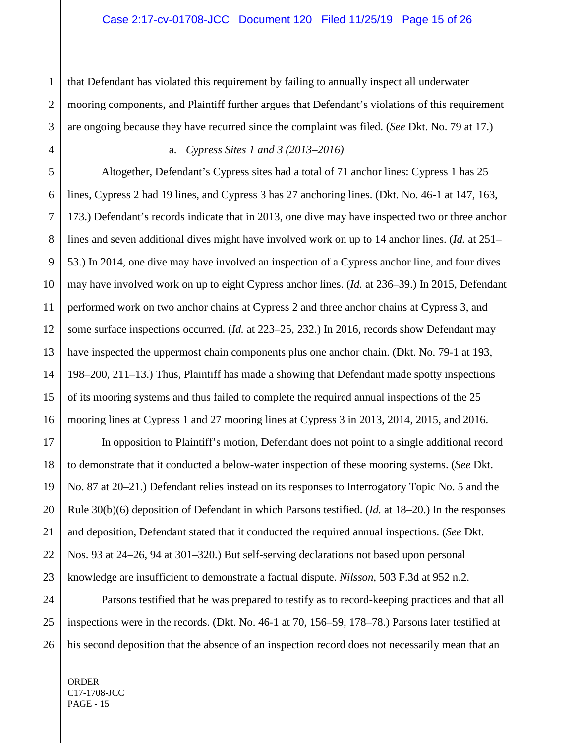that Defendant has violated this requirement by failing to annually inspect all underwater mooring components, and Plaintiff further argues that Defendant's violations of this requirement are ongoing because they have recurred since the complaint was filed. (*See* Dkt. No. 79 at 17.)

a. *Cypress Sites 1 and 3 (2013–2016)*

Altogether, Defendant's Cypress sites had a total of 71 anchor lines: Cypress 1 has 25 lines, Cypress 2 had 19 lines, and Cypress 3 has 27 anchoring lines. (Dkt. No. 46-1 at 147, 163, 173.) Defendant's records indicate that in 2013, one dive may have inspected two or three anchor lines and seven additional dives might have involved work on up to 14 anchor lines. (*Id.* at 251–53.) In 2014, one dive may have involved an inspection of a Cypress anchor line, and four dives may have involved work on up to eight Cypress anchor lines. (*Id.* at 236–39.) In 2015, Defendant performed work on two anchor chains at Cypress 2 and three anchor chains at Cypress 3, and some surface inspections occurred. (*Id.* at 223–25, 232.) In 2016, records show Defendant may have inspected the uppermost chain components plus one anchor chain. (Dkt. No. 79-1 at 193, 198–200, 211–13.) Thus, Plaintiff has made a showing that Defendant made spotty inspections of its mooring systems and thus failed to complete the required annual inspections of the 25 mooring lines at Cypress 1 and 27 mooring lines at Cypress 3 in 2013, 2014, 2015, and 2016.

In opposition to Plaintiff's motion, Defendant does not point to a single additional record to demonstrate that it conducted a below-water inspection of these mooring systems. (*See* Dkt. No. 87 at 20–21.) Defendant relies instead on its responses to Interrogatory Topic No. 5 and the Rule 30(b)(6) deposition of Defendant in which Parsons testified. (*Id.* at 18–20.) In the responses and deposition, Defendant stated that it conducted the required annual inspections. (*See* Dkt. Nos. 93 at 24–26, 94 at 301–320.) But self-serving declarations not based upon personal knowledge are insufficient to demonstrate a factual dispute. *Nilsson*, 503 F.3d at 952 n.2.

Parsons testified that he was prepared to testify as to record-keeping practices and that all inspections were in the records. (Dkt. No. 46-1 at 70, 156–59, 178–78.) Parsons later testified at his second deposition that the absence of an inspection record does not necessarily mean that an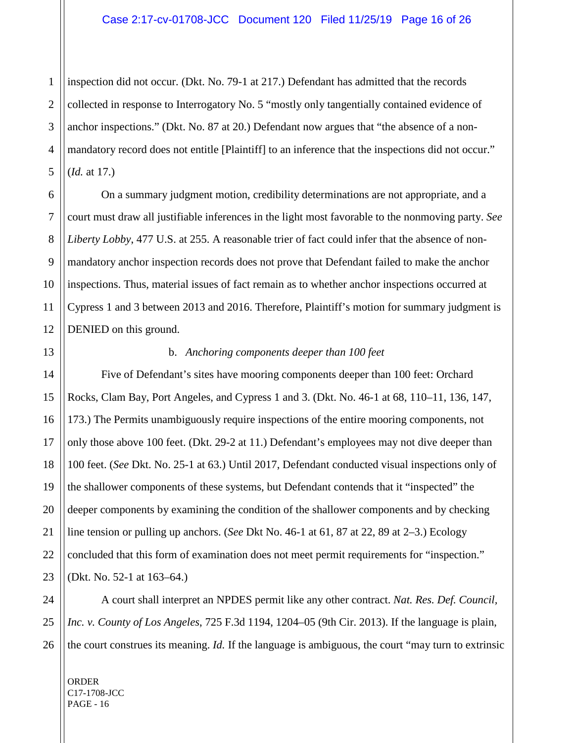inspection did not occur. (Dkt. No. 79-1 at 217.) Defendant has admitted that the records collected in response to Interrogatory No. 5 "mostly only tangentially contained evidence of anchor inspections." (Dkt. No. 87 at 20.) Defendant now argues that "the absence of a non-mandatory record does not entitle [Plaintiff] to an inference that the inspections did not occur." (*Id.* at 17.)

On a summary judgment motion, credibility determinations are not appropriate, and a court must draw all justifiable inferences in the light most favorable to the nonmoving party. *See Liberty Lobby*, 477 U.S. at 255. A reasonable trier of fact could infer that the absence of non-mandatory anchor inspection records does not prove that Defendant failed to make the anchor inspections. Thus, material issues of fact remain as to whether anchor inspections occurred at Cypress 1 and 3 between 2013 and 2016. Therefore, Plaintiff's motion for summary judgment is DENIED on this ground.

b. *Anchoring components deeper than 100 feet*

Five of Defendant's sites have mooring components deeper than 100 feet: Orchard Rocks, Clam Bay, Port Angeles, and Cypress 1 and 3. (Dkt. No. 46-1 at 68, 110–11, 136, 147, 173.) The Permits unambiguously require inspections of the entire mooring components, not only those above 100 feet. (Dkt. 29-2 at 11.) Defendant's employees may not dive deeper than 100 feet. (*See* Dkt. No. 25-1 at 63.) Until 2017, Defendant conducted visual inspections only of the shallower components of these systems, but Defendant contends that it "inspected" the deeper components by examining the condition of the shallower components and by checking line tension or pulling up anchors. (*See* Dkt No. 46-1 at 61, 87 at 22, 89 at 2–3.) Ecology concluded that this form of examination does not meet permit requirements for "inspection." (Dkt. No. 52-1 at 163–64.)

A court shall interpret an NPDES permit like any other contract. *Nat. Res. Def. Council, Inc. v. County of Los Angeles*, 725 F.3d 1194, 1204–05 (9th Cir. 2013). If the language is plain, the court construes its meaning. *Id.* If the language is ambiguous, the court "may turn to extrinsic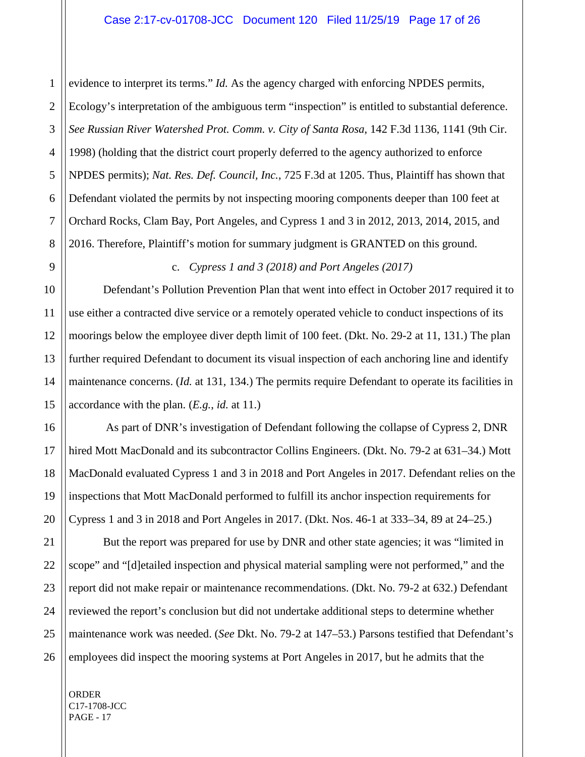evidence to interpret its terms." *Id.* As the agency charged with enforcing NPDES permits, Ecology's interpretation of the ambiguous term "inspection" is entitled to substantial deference. *See Russian River Watershed Prot. Comm. v. City of Santa Rosa*, 142 F.3d 1136, 1141 (9th Cir. 1998) (holding that the district court properly deferred to the agency authorized to enforce NPDES permits); *Nat. Res. Def. Council, Inc.*, 725 F.3d at 1205. Thus, Plaintiff has shown that Defendant violated the permits by not inspecting mooring components deeper than 100 feet at Orchard Rocks, Clam Bay, Port Angeles, and Cypress 1 and 3 in 2012, 2013, 2014, 2015, and 2016. Therefore, Plaintiff's motion for summary judgment is GRANTED on this ground.

c. *Cypress 1 and 3 (2018) and Port Angeles (2017)*

Defendant's Pollution Prevention Plan that went into effect in October 2017 required it to use either a contracted dive service or a remotely operated vehicle to conduct inspections of its moorings below the employee diver depth limit of 100 feet. (Dkt. No. 29-2 at 11, 131.) The plan further required Defendant to document its visual inspection of each anchoring line and identify maintenance concerns. (*Id.* at 131, 134.) The permits require Defendant to operate its facilities in accordance with the plan. (*E.g.*, *id.* at 11.)

As part of DNR's investigation of Defendant following the collapse of Cypress 2, DNR hired Mott MacDonald and its subcontractor Collins Engineers. (Dkt. No. 79-2 at 631–34.) Mott MacDonald evaluated Cypress 1 and 3 in 2018 and Port Angeles in 2017. Defendant relies on the inspections that Mott MacDonald performed to fulfill its anchor inspection requirements for Cypress 1 and 3 in 2018 and Port Angeles in 2017. (Dkt. Nos. 46-1 at 333–34, 89 at 24–25.)

But the report was prepared for use by DNR and other state agencies; it was "limited in scope" and "[d]etailed inspection and physical material sampling were not performed," and the report did not make repair or maintenance recommendations. (Dkt. No. 79-2 at 632.) Defendant reviewed the report's conclusion but did not undertake additional steps to determine whether maintenance work was needed. (*See* Dkt. No. 79-2 at 147–53.) Parsons testified that Defendant's employees did inspect the mooring systems at Port Angeles in 2017, but he admits that the

ORDER
C17-1708-JCC
PAGE - 17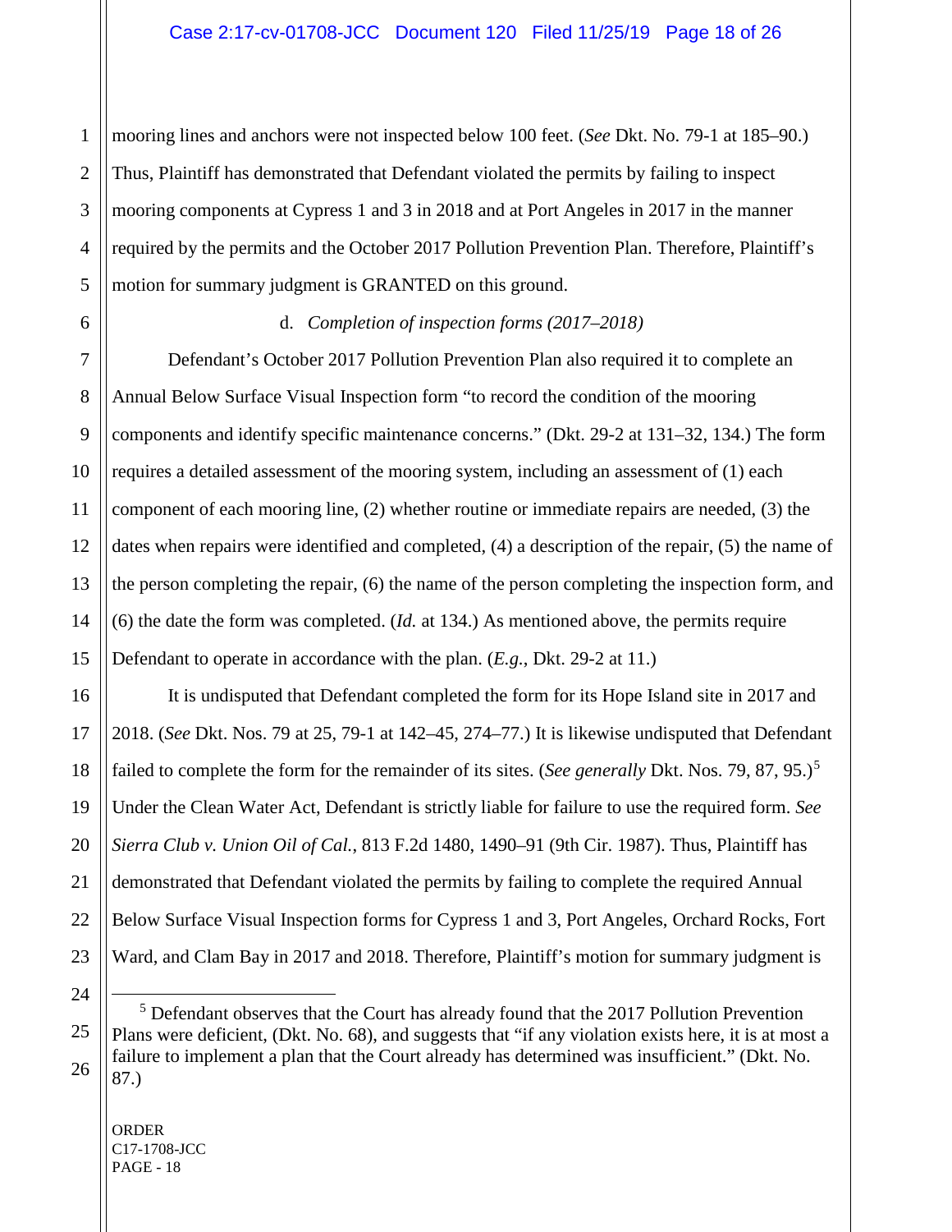mooring lines and anchors were not inspected below 100 feet. (*See* Dkt. No. 79-1 at 185–90.) Thus, Plaintiff has demonstrated that Defendant violated the permits by failing to inspect mooring components at Cypress 1 and 3 in 2018 and at Port Angeles in 2017 in the manner required by the permits and the October 2017 Pollution Prevention Plan. Therefore, Plaintiff's motion for summary judgment is GRANTED on this ground.

d. *Completion of inspection forms (2017–2018)*

Defendant's October 2017 Pollution Prevention Plan also required it to complete an Annual Below Surface Visual Inspection form "to record the condition of the mooring components and identify specific maintenance concerns." (Dkt. 29-2 at 131–32, 134.) The form requires a detailed assessment of the mooring system, including an assessment of (1) each component of each mooring line, (2) whether routine or immediate repairs are needed, (3) the dates when repairs were identified and completed, (4) a description of the repair, (5) the name of the person completing the repair, (6) the name of the person completing the inspection form, and (6) the date the form was completed. (*Id.* at 134.) As mentioned above, the permits require Defendant to operate in accordance with the plan. (*E.g.*, Dkt. 29-2 at 11.)

It is undisputed that Defendant completed the form for its Hope Island site in 2017 and 2018. (*See* Dkt. Nos. 79 at 25, 79-1 at 142–45, 274–77.) It is likewise undisputed that Defendant failed to complete the form for the remainder of its sites. (*See generally* Dkt. Nos. 79, 87, 95.)[5] Under the Clean Water Act, Defendant is strictly liable for failure to use the required form. *See Sierra Club v. Union Oil of Cal.*, 813 F.2d 1480, 1490–91 (9th Cir. 1987). Thus, Plaintiff has demonstrated that Defendant violated the permits by failing to complete the required Annual Below Surface Visual Inspection forms for Cypress 1 and 3, Port Angeles, Orchard Rocks, Fort Ward, and Clam Bay in 2017 and 2018. Therefore, Plaintiff's motion for summary judgment is

---

[5] Defendant observes that the Court has already found that the 2017 Pollution Prevention Plans were deficient, (Dkt. No. 68), and suggests that "if any violation exists here, it is at most a failure to implement a plan that the Court already has determined was insufficient." (Dkt. No. 87.)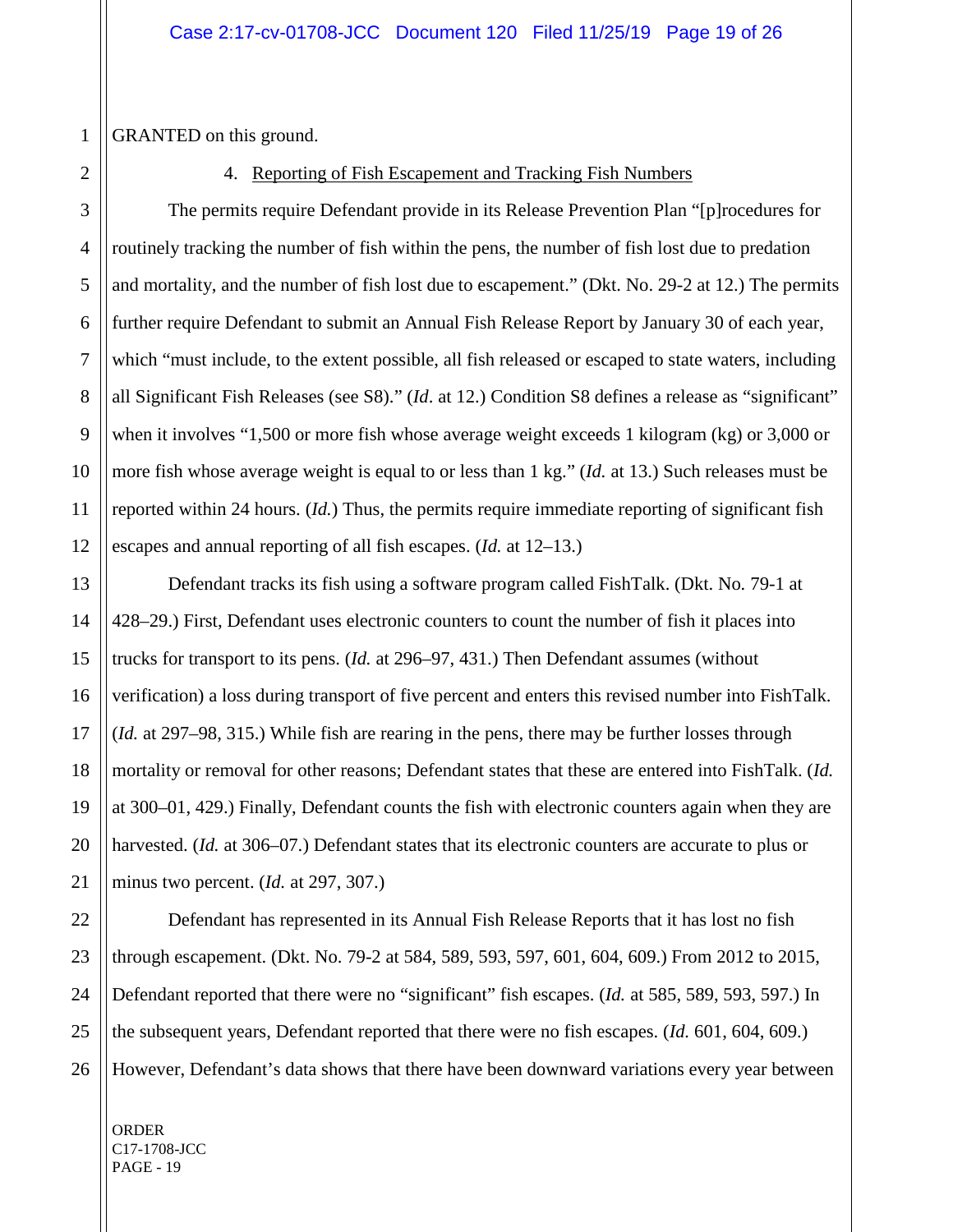GRANTED on this ground.

4. Reporting of Fish Escapement and Tracking Fish Numbers

The permits require Defendant provide in its Release Prevention Plan "[p]rocedures for routinely tracking the number of fish within the pens, the number of fish lost due to predation and mortality, and the number of fish lost due to escapement." (Dkt. No. 29-2 at 12.) The permits further require Defendant to submit an Annual Fish Release Report by January 30 of each year, which "must include, to the extent possible, all fish released or escaped to state waters, including all Significant Fish Releases (see S8)." (*Id*. at 12.) Condition S8 defines a release as "significant" when it involves "1,500 or more fish whose average weight exceeds 1 kilogram (kg) or 3,000 or more fish whose average weight is equal to or less than 1 kg." (*Id.* at 13.) Such releases must be reported within 24 hours. (*Id.*) Thus, the permits require immediate reporting of significant fish escapes and annual reporting of all fish escapes. (*Id.* at 12–13.)

Defendant tracks its fish using a software program called FishTalk. (Dkt. No. 79-1 at 428–29.) First, Defendant uses electronic counters to count the number of fish it places into trucks for transport to its pens. (*Id.* at 296–97, 431.) Then Defendant assumes (without verification) a loss during transport of five percent and enters this revised number into FishTalk. (*Id.* at 297–98, 315.) While fish are rearing in the pens, there may be further losses through mortality or removal for other reasons; Defendant states that these are entered into FishTalk. (*Id.* at 300–01, 429.) Finally, Defendant counts the fish with electronic counters again when they are harvested. (*Id.* at 306–07.) Defendant states that its electronic counters are accurate to plus or minus two percent. (*Id.* at 297, 307.)

Defendant has represented in its Annual Fish Release Reports that it has lost no fish through escapement. (Dkt. No. 79-2 at 584, 589, 593, 597, 601, 604, 609.) From 2012 to 2015, Defendant reported that there were no "significant" fish escapes. (*Id.* at 585, 589, 593, 597.) In the subsequent years, Defendant reported that there were no fish escapes. (*Id.* 601, 604, 609.) However, Defendant's data shows that there have been downward variations every year between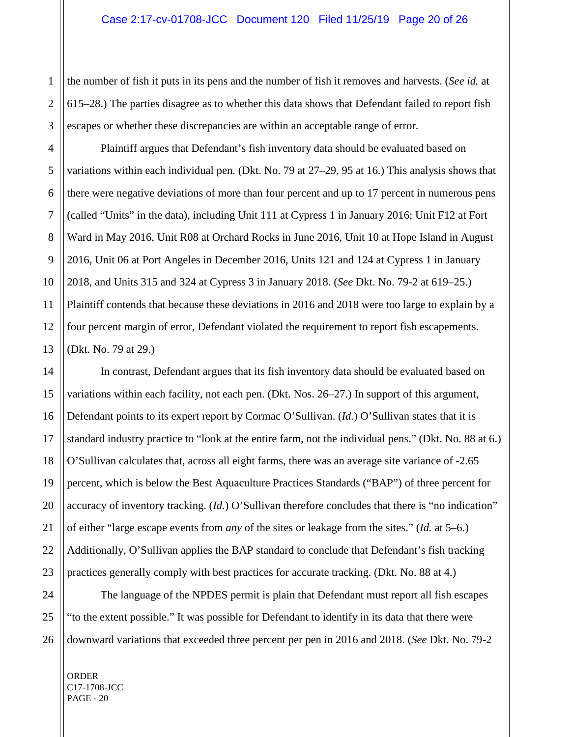the number of fish it puts in its pens and the number of fish it removes and harvests. (*See id.* at 615–28.) The parties disagree as to whether this data shows that Defendant failed to report fish escapes or whether these discrepancies are within an acceptable range of error.

Plaintiff argues that Defendant's fish inventory data should be evaluated based on variations within each individual pen. (Dkt. No. 79 at 27–29, 95 at 16.) This analysis shows that there were negative deviations of more than four percent and up to 17 percent in numerous pens (called "Units" in the data), including Unit 111 at Cypress 1 in January 2016; Unit F12 at Fort Ward in May 2016, Unit R08 at Orchard Rocks in June 2016, Unit 10 at Hope Island in August 2016, Unit 06 at Port Angeles in December 2016, Units 121 and 124 at Cypress 1 in January 2018, and Units 315 and 324 at Cypress 3 in January 2018. (*See* Dkt. No. 79-2 at 619–25.) Plaintiff contends that because these deviations in 2016 and 2018 were too large to explain by a four percent margin of error, Defendant violated the requirement to report fish escapements. (Dkt. No. 79 at 29.)

In contrast, Defendant argues that its fish inventory data should be evaluated based on variations within each facility, not each pen. (Dkt. Nos. 26–27.) In support of this argument, Defendant points to its expert report by Cormac O'Sullivan. (*Id.*) O'Sullivan states that it is standard industry practice to "look at the entire farm, not the individual pens." (Dkt. No. 88 at 6.) O'Sullivan calculates that, across all eight farms, there was an average site variance of -2.65 percent, which is below the Best Aquaculture Practices Standards ("BAP") of three percent for accuracy of inventory tracking. (*Id.*) O'Sullivan therefore concludes that there is "no indication" of either "large escape events from *any* of the sites or leakage from the sites." (*Id.* at 5–6.) Additionally, O'Sullivan applies the BAP standard to conclude that Defendant's fish tracking practices generally comply with best practices for accurate tracking. (Dkt. No. 88 at 4.)

The language of the NPDES permit is plain that Defendant must report all fish escapes "to the extent possible." It was possible for Defendant to identify in its data that there were downward variations that exceeded three percent per pen in 2016 and 2018. (*See* Dkt. No. 79-2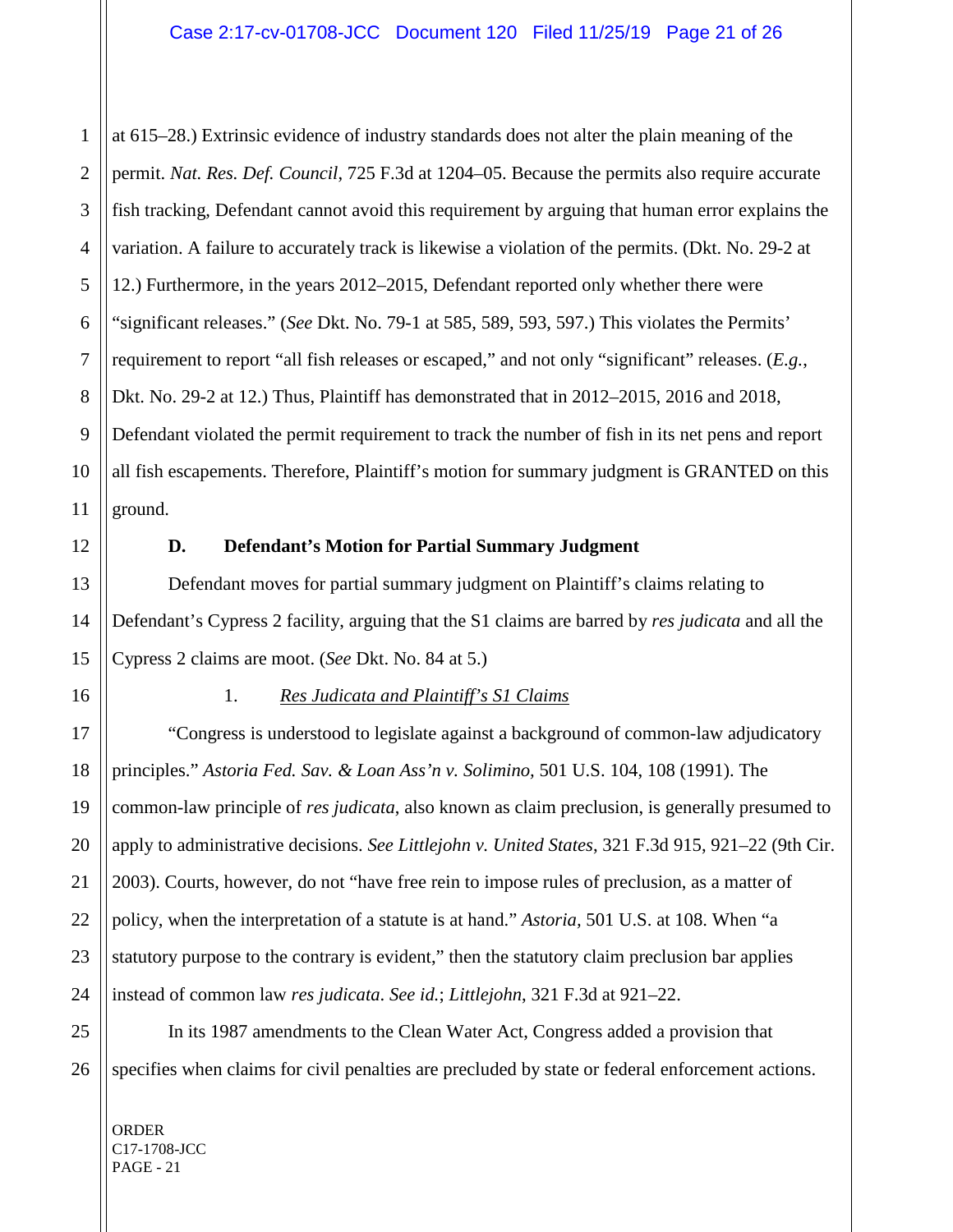at 615–28.) Extrinsic evidence of industry standards does not alter the plain meaning of the permit. *Nat. Res. Def. Council*, 725 F.3d at 1204–05. Because the permits also require accurate fish tracking, Defendant cannot avoid this requirement by arguing that human error explains the variation. A failure to accurately track is likewise a violation of the permits. (Dkt. No. 29-2 at 12.) Furthermore, in the years 2012–2015, Defendant reported only whether there were "significant releases." (*See* Dkt. No. 79-1 at 585, 589, 593, 597.) This violates the Permits' requirement to report "all fish releases or escaped," and not only "significant" releases. (*E.g.*, Dkt. No. 29-2 at 12.) Thus, Plaintiff has demonstrated that in 2012–2015, 2016 and 2018, Defendant violated the permit requirement to track the number of fish in its net pens and report all fish escapements. Therefore, Plaintiff's motion for summary judgment is GRANTED on this ground.

### D. Defendant's Motion for Partial Summary Judgment

Defendant moves for partial summary judgment on Plaintiff's claims relating to Defendant's Cypress 2 facility, arguing that the S1 claims are barred by *res judicata* and all the Cypress 2 claims are moot. (*See* Dkt. No. 84 at 5.)

#### 1. Res Judicata and Plaintiff's S1 Claims

"Congress is understood to legislate against a background of common-law adjudicatory principles." *Astoria Fed. Sav. & Loan Ass'n v. Solimino*, 501 U.S. 104, 108 (1991). The common-law principle of *res judicata*, also known as claim preclusion, is generally presumed to apply to administrative decisions. *See Littlejohn v. United States*, 321 F.3d 915, 921–22 (9th Cir. 2003). Courts, however, do not "have free rein to impose rules of preclusion, as a matter of policy, when the interpretation of a statute is at hand." *Astoria*, 501 U.S. at 108. When "a statutory purpose to the contrary is evident," then the statutory claim preclusion bar applies instead of common law *res judicata*. *See id.*; *Littlejohn*, 321 F.3d at 921–22.

In its 1987 amendments to the Clean Water Act, Congress added a provision that specifies when claims for civil penalties are precluded by state or federal enforcement actions.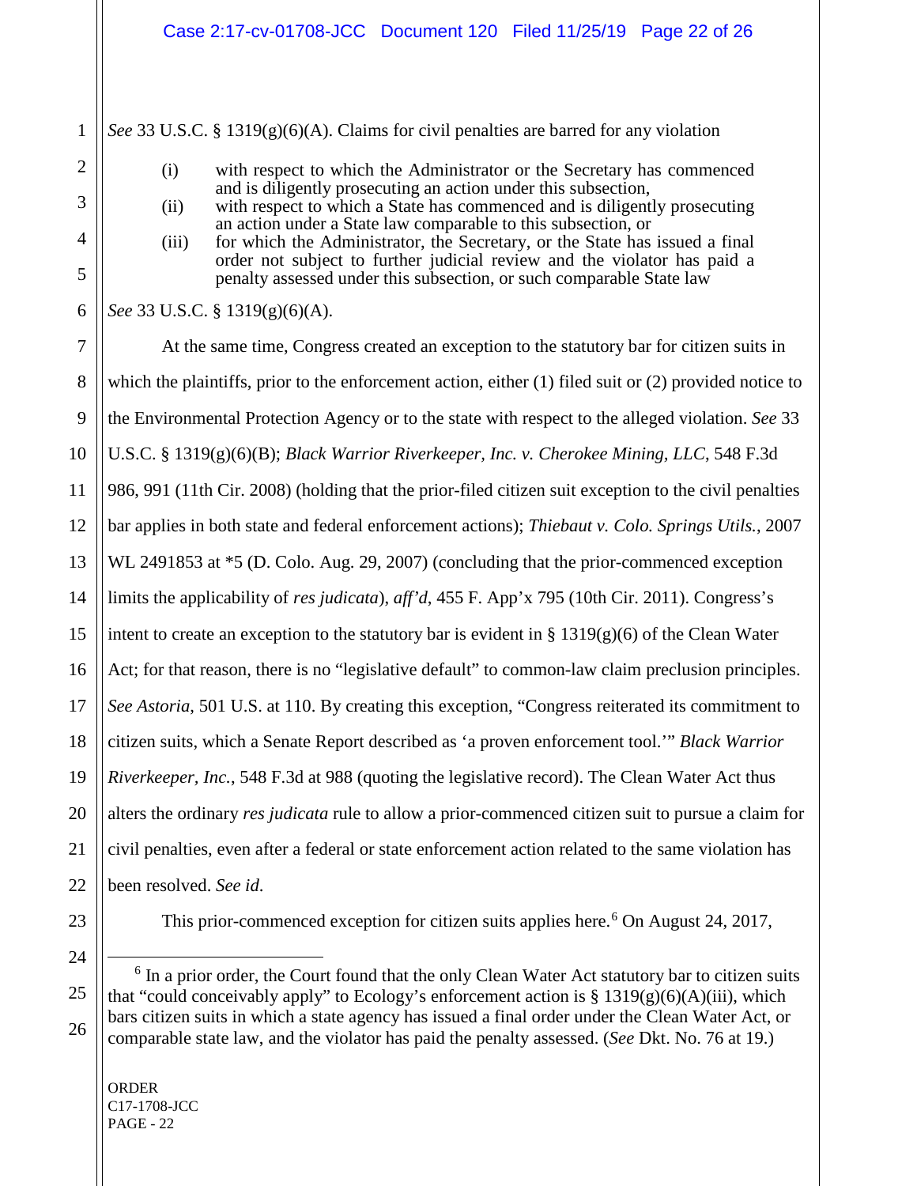*See* 33 U.S.C. § 1319(g)(6)(A). Claims for civil penalties are barred for any violation

> (i) with respect to which the Administrator or the Secretary has commenced and is diligently prosecuting an action under this subsection,
> (ii) with respect to which a State has commenced and is diligently prosecuting an action under a State law comparable to this subsection, or
> (iii) for which the Administrator, the Secretary, or the State has issued a final order not subject to further judicial review and the violator has paid a penalty assessed under this subsection, or such comparable State law

*See* 33 U.S.C. § 1319(g)(6)(A).

At the same time, Congress created an exception to the statutory bar for citizen suits in which the plaintiffs, prior to the enforcement action, either (1) filed suit or (2) provided notice to the Environmental Protection Agency or to the state with respect to the alleged violation. *See* 33 U.S.C. § 1319(g)(6)(B); *Black Warrior Riverkeeper, Inc. v. Cherokee Mining, LLC*, 548 F.3d 986, 991 (11th Cir. 2008) (holding that the prior-filed citizen suit exception to the civil penalties bar applies in both state and federal enforcement actions); *Thiebaut v. Colo. Springs Utils.*, 2007 WL 2491853 at *5 (D. Colo. Aug. 29, 2007) (concluding that the prior-commenced exception limits the applicability of *res judicata*), *aff'd*, 455 F. App'x 795 (10th Cir. 2011). Congress's intent to create an exception to the statutory bar is evident in § 1319(g)(6) of the Clean Water Act; for that reason, there is no "legislative default" to common-law claim preclusion principles. *See Astoria*, 501 U.S. at 110. By creating this exception, "Congress reiterated its commitment to citizen suits, which a Senate Report described as 'a proven enforcement tool.'" *Black Warrior Riverkeeper, Inc.*, 548 F.3d at 988 (quoting the legislative record). The Clean Water Act thus alters the ordinary *res judicata* rule to allow a prior-commenced citizen suit to pursue a claim for civil penalties, even after a federal or state enforcement action related to the same violation has been resolved. *See id*.

This prior-commenced exception for citizen suits applies here.[6] On August 24, 2017,

[6] In a prior order, the Court found that the only Clean Water Act statutory bar to citizen suits that "could conceivably apply" to Ecology's enforcement action is § 1319(g)(6)(A)(iii), which bars citizen suits in which a state agency has issued a final order under the Clean Water Act, or comparable state law, and the violator has paid the penalty assessed. (*See* Dkt. No. 76 at 19.)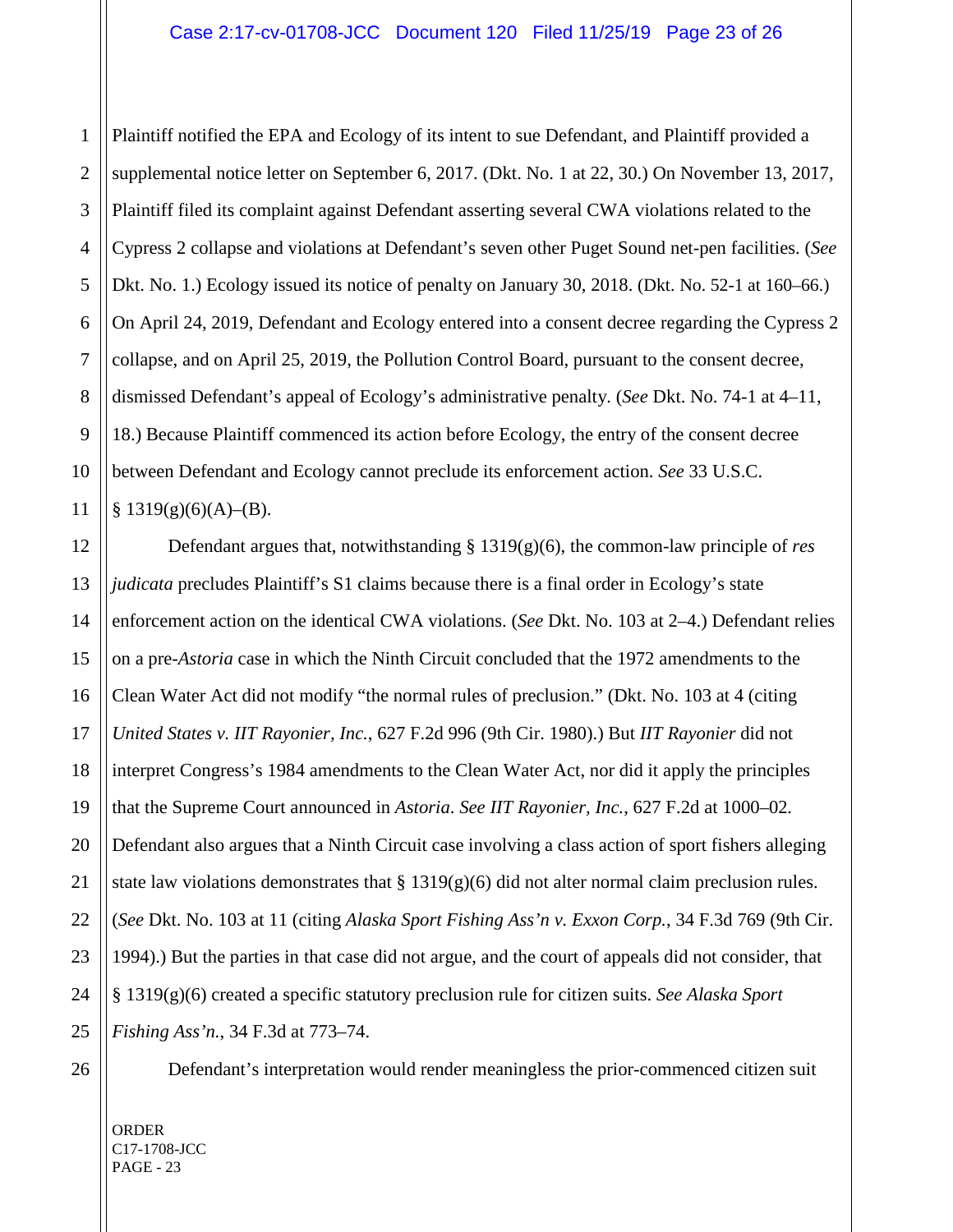Plaintiff notified the EPA and Ecology of its intent to sue Defendant, and Plaintiff provided a supplemental notice letter on September 6, 2017. (Dkt. No. 1 at 22, 30.) On November 13, 2017, Plaintiff filed its complaint against Defendant asserting several CWA violations related to the Cypress 2 collapse and violations at Defendant's seven other Puget Sound net-pen facilities. (*See* Dkt. No. 1.) Ecology issued its notice of penalty on January 30, 2018. (Dkt. No. 52-1 at 160–66.) On April 24, 2019, Defendant and Ecology entered into a consent decree regarding the Cypress 2 collapse, and on April 25, 2019, the Pollution Control Board, pursuant to the consent decree, dismissed Defendant's appeal of Ecology's administrative penalty. (*See* Dkt. No. 74-1 at 4–11, 18.) Because Plaintiff commenced its action before Ecology, the entry of the consent decree between Defendant and Ecology cannot preclude its enforcement action. *See* 33 U.S.C. § 1319(g)(6)(A)–(B).

Defendant argues that, notwithstanding § 1319(g)(6), the common-law principle of *res judicata* precludes Plaintiff's S1 claims because there is a final order in Ecology's state enforcement action on the identical CWA violations. (*See* Dkt. No. 103 at 2–4.) Defendant relies on a pre-*Astoria* case in which the Ninth Circuit concluded that the 1972 amendments to the Clean Water Act did not modify "the normal rules of preclusion." (Dkt. No. 103 at 4 (citing *United States v. IIT Rayonier, Inc.*, 627 F.2d 996 (9th Cir. 1980).) But *IIT Rayonier* did not interpret Congress's 1984 amendments to the Clean Water Act, nor did it apply the principles that the Supreme Court announced in *Astoria*. *See IIT Rayonier, Inc.*, 627 F.2d at 1000–02. Defendant also argues that a Ninth Circuit case involving a class action of sport fishers alleging state law violations demonstrates that § 1319(g)(6) did not alter normal claim preclusion rules. (*See* Dkt. No. 103 at 11 (citing *Alaska Sport Fishing Ass'n v. Exxon Corp.*, 34 F.3d 769 (9th Cir. 1994).) But the parties in that case did not argue, and the court of appeals did not consider, that § 1319(g)(6) created a specific statutory preclusion rule for citizen suits. *See Alaska Sport Fishing Ass'n.*, 34 F.3d at 773–74.

Defendant's interpretation would render meaningless the prior-commenced citizen suit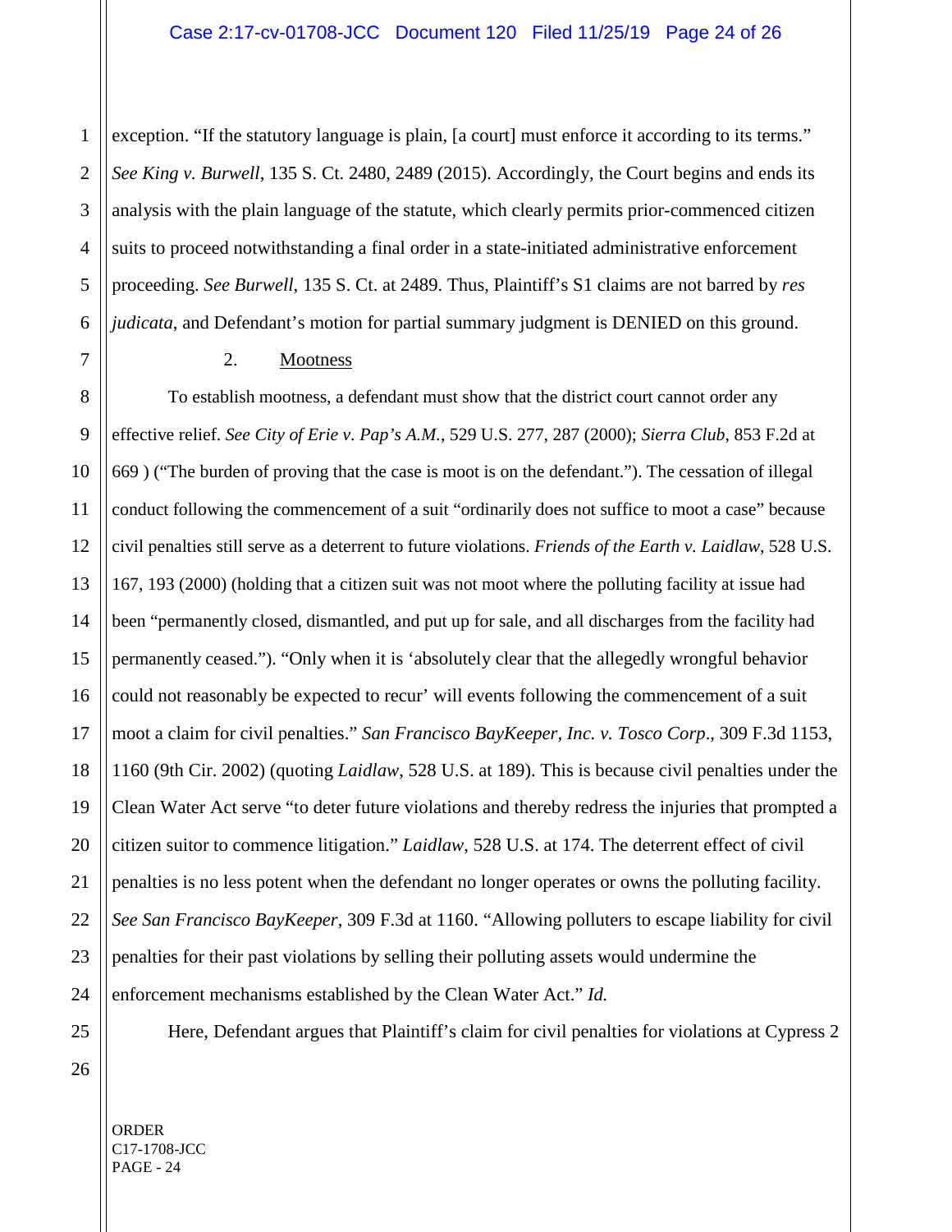exception. "If the statutory language is plain, [a court] must enforce it according to its terms." *See King v. Burwell*, 135 S. Ct. 2480, 2489 (2015). Accordingly, the Court begins and ends its analysis with the plain language of the statute, which clearly permits prior-commenced citizen suits to proceed notwithstanding a final order in a state-initiated administrative enforcement proceeding. *See Burwell*, 135 S. Ct. at 2489. Thus, Plaintiff's S1 claims are not barred by *res judicata*, and Defendant's motion for partial summary judgment is DENIED on this ground.

2. Mootness

To establish mootness, a defendant must show that the district court cannot order any effective relief. *See City of Erie v. Pap's A.M.*, 529 U.S. 277, 287 (2000); *Sierra Club*, 853 F.2d at 669 ) ("The burden of proving that the case is moot is on the defendant."). The cessation of illegal conduct following the commencement of a suit "ordinarily does not suffice to moot a case" because civil penalties still serve as a deterrent to future violations. *Friends of the Earth v. Laidlaw*, 528 U.S. 167, 193 (2000) (holding that a citizen suit was not moot where the polluting facility at issue had been "permanently closed, dismantled, and put up for sale, and all discharges from the facility had permanently ceased."). "Only when it is 'absolutely clear that the allegedly wrongful behavior could not reasonably be expected to recur' will events following the commencement of a suit moot a claim for civil penalties." *San Francisco BayKeeper, Inc. v. Tosco Corp*., 309 F.3d 1153, 1160 (9th Cir. 2002) (quoting *Laidlaw*, 528 U.S. at 189). This is because civil penalties under the Clean Water Act serve "to deter future violations and thereby redress the injuries that prompted a citizen suitor to commence litigation." *Laidlaw*, 528 U.S. at 174. The deterrent effect of civil penalties is no less potent when the defendant no longer operates or owns the polluting facility. *See San Francisco BayKeeper*, 309 F.3d at 1160. "Allowing polluters to escape liability for civil penalties for their past violations by selling their polluting assets would undermine the enforcement mechanisms established by the Clean Water Act." *Id.*

Here, Defendant argues that Plaintiff's claim for civil penalties for violations at Cypress 2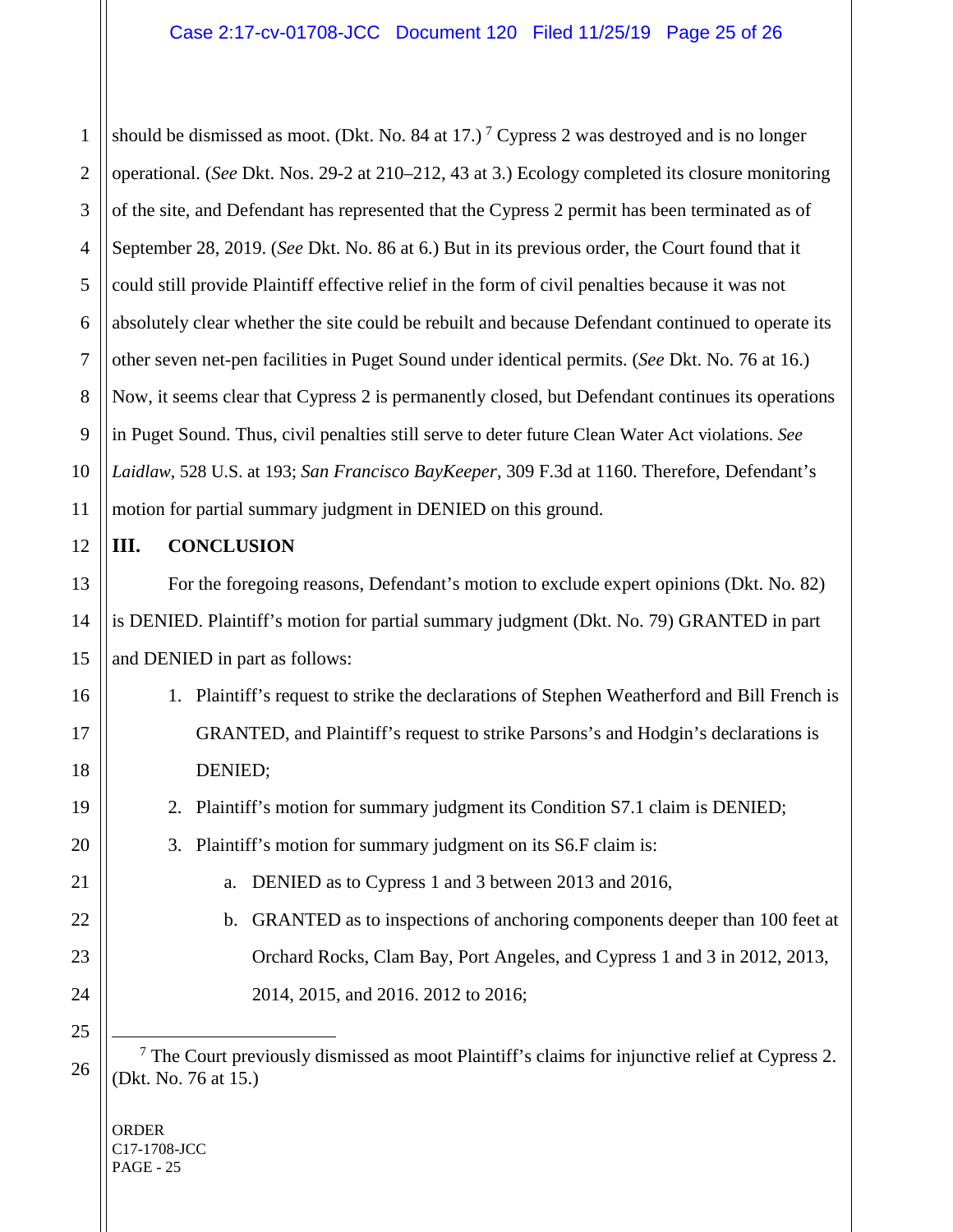should be dismissed as moot. (Dkt. No. 84 at 17.)[7] Cypress 2 was destroyed and is no longer operational. (*See* Dkt. Nos. 29-2 at 210–212, 43 at 3.) Ecology completed its closure monitoring of the site, and Defendant has represented that the Cypress 2 permit has been terminated as of September 28, 2019. (*See* Dkt. No. 86 at 6.) But in its previous order, the Court found that it could still provide Plaintiff effective relief in the form of civil penalties because it was not absolutely clear whether the site could be rebuilt and because Defendant continued to operate its other seven net-pen facilities in Puget Sound under identical permits. (*See* Dkt. No. 76 at 16.) Now, it seems clear that Cypress 2 is permanently closed, but Defendant continues its operations in Puget Sound. Thus, civil penalties still serve to deter future Clean Water Act violations. *See Laidlaw*, 528 U.S. at 193; *San Francisco BayKeeper*, 309 F.3d at 1160. Therefore, Defendant's motion for partial summary judgment in DENIED on this ground.

## III. CONCLUSION

For the foregoing reasons, Defendant's motion to exclude expert opinions (Dkt. No. 82) is DENIED. Plaintiff's motion for partial summary judgment (Dkt. No. 79) GRANTED in part and DENIED in part as follows:

1. Plaintiff's request to strike the declarations of Stephen Weatherford and Bill French is GRANTED, and Plaintiff's request to strike Parsons's and Hodgin's declarations is DENIED;
2. Plaintiff's motion for summary judgment its Condition S7.1 claim is DENIED;
3. Plaintiff's motion for summary judgment on its S6.F claim is:
    a. DENIED as to Cypress 1 and 3 between 2013 and 2016,
    b. GRANTED as to inspections of anchoring components deeper than 100 feet at Orchard Rocks, Clam Bay, Port Angeles, and Cypress 1 and 3 in 2012, 2013, 2014, 2015, and 2016. 2012 to 2016;

---

[7] The Court previously dismissed as moot Plaintiff's claims for injunctive relief at Cypress 2. (Dkt. No. 76 at 15.)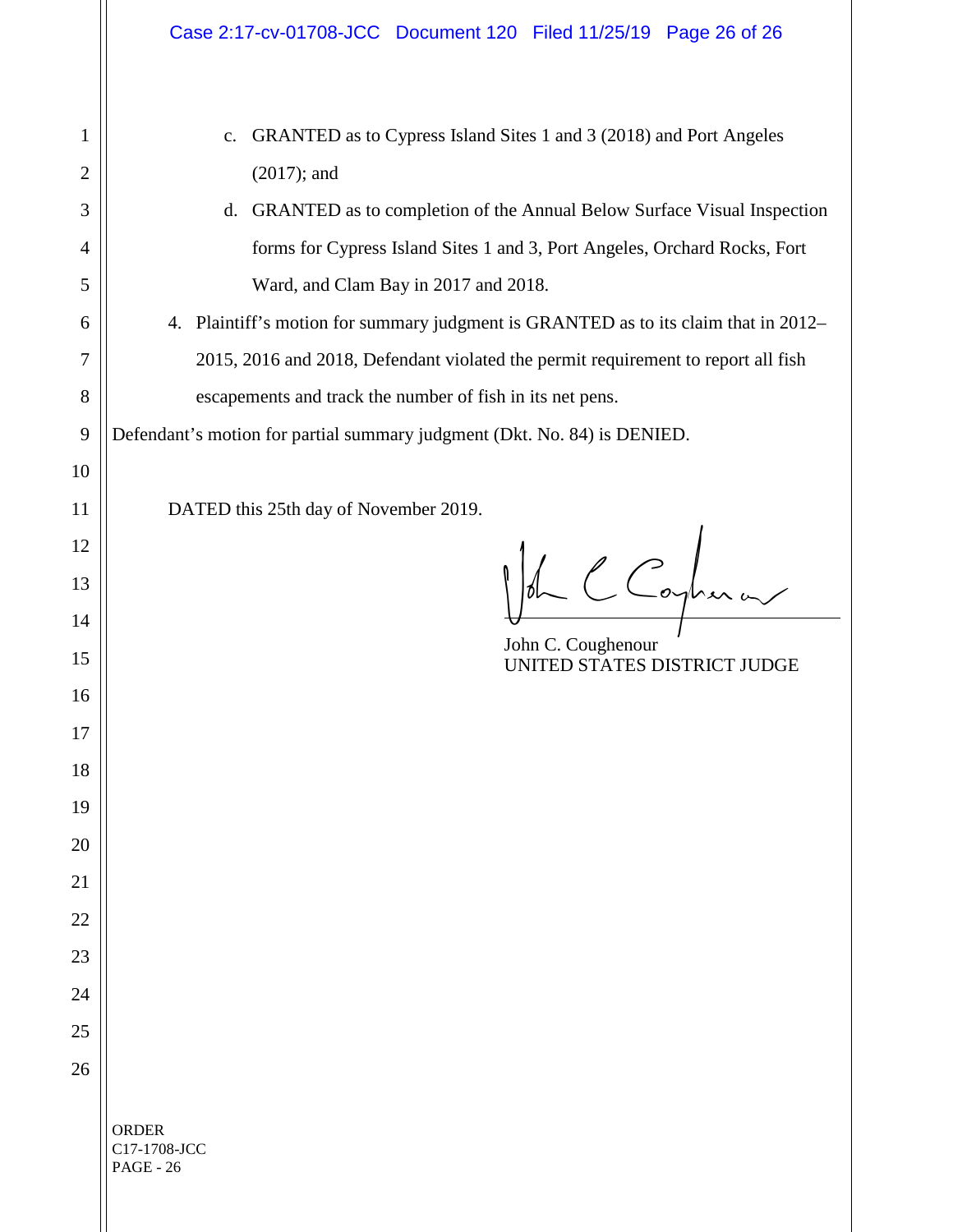c. GRANTED as to Cypress Island Sites 1 and 3 (2018) and Port Angeles (2017); and

d. GRANTED as to completion of the Annual Below Surface Visual Inspection forms for Cypress Island Sites 1 and 3, Port Angeles, Orchard Rocks, Fort Ward, and Clam Bay in 2017 and 2018.

4. Plaintiff's motion for summary judgment is GRANTED as to its claim that in 2012–2015, 2016 and 2018, Defendant violated the permit requirement to report all fish escapements and track the number of fish in its net pens.

Defendant's motion for partial summary judgment (Dkt. No. 84) is DENIED.

DATED this 25th day of November 2019.

John C. Coughenour
UNITED STATES DISTRICT JUDGE

ORDER
C17-1708-JCC